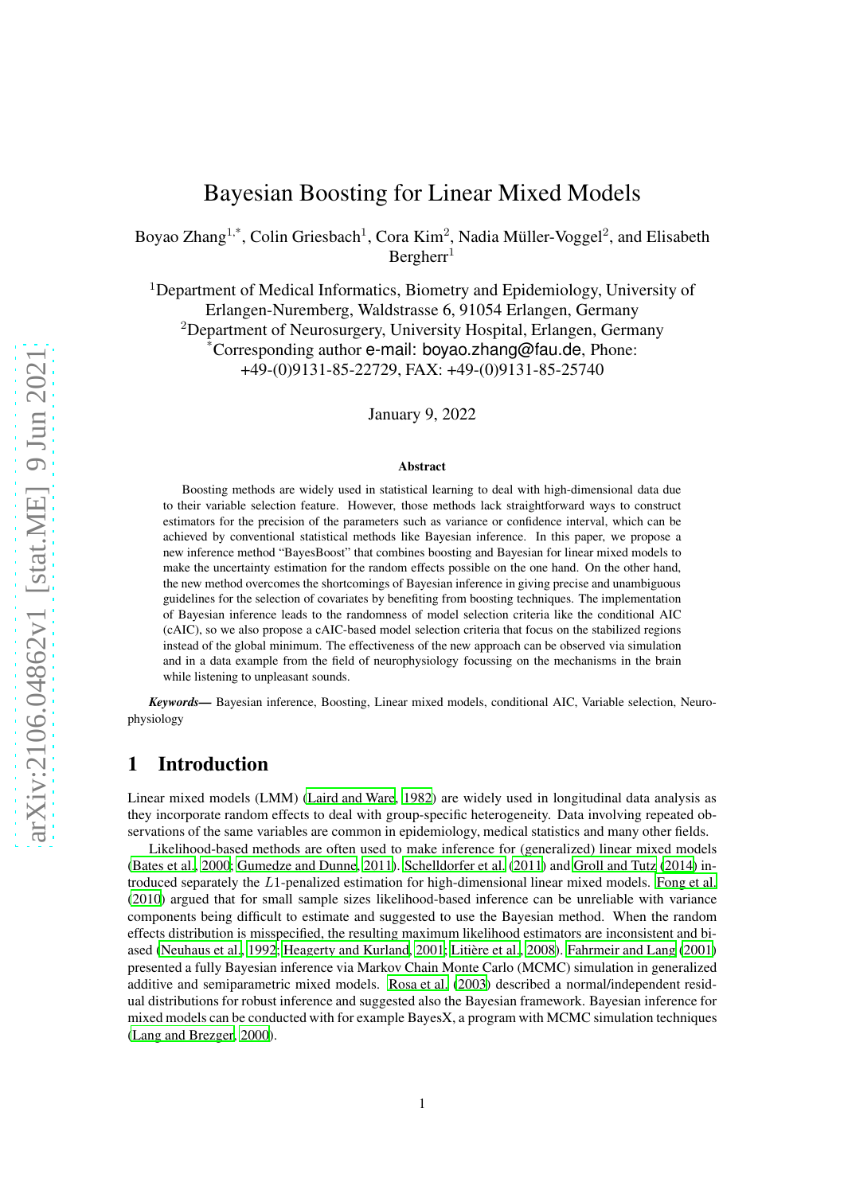# Bayesian Boosting for Linear Mixed Models

Boyao Zhang[1,*], Colin Griesbach[1], Cora Kim[2], Nadia Müller-Voggel[2], and Elisabeth Bergherr[1]

[1]Department of Medical Informatics, Biometry and Epidemiology, University of Erlangen-Nuremberg, Waldstrasse 6, 91054 Erlangen, Germany
[2]Department of Neurosurgery, University Hospital, Erlangen, Germany
[*]Corresponding author e-mail: boyao.zhang@fau.de, Phone: +49-(0)9131-85-22729, FAX: +49-(0)9131-85-25740

January 9, 2022

### Abstract

Boosting methods are widely used in statistical learning to deal with high-dimensional data due to their variable selection feature. However, those methods lack straightforward ways to construct estimators for the precision of the parameters such as variance or confidence interval, which can be achieved by conventional statistical methods like Bayesian inference. In this paper, we propose a new inference method "BayesBoost" that combines boosting and Bayesian for linear mixed models to make the uncertainty estimation for the random effects possible on the one hand. On the other hand, the new method overcomes the shortcomings of Bayesian inference in giving precise and unambiguous guidelines for the selection of covariates by benefiting from boosting techniques. The implementation of Bayesian inference leads to the randomness of model selection criteria like the conditional AIC (cAIC), so we also propose a cAIC-based model selection criteria that focus on the stabilized regions instead of the global minimum. The effectiveness of the new approach can be observed via simulation and in a data example from the field of neurophysiology focussing on the mechanisms in the brain while listening to unpleasant sounds.

***Keywords***— Bayesian inference, Boosting, Linear mixed models, conditional AIC, Variable selection, Neurophysiology

## 1 Introduction

Linear mixed models (LMM) (Laird and Ware, 1982) are widely used in longitudinal data analysis as they incorporate random effects to deal with group-specific heterogeneity. Data involving repeated observations of the same variables are common in epidemiology, medical statistics and many other fields.

Likelihood-based methods are often used to make inference for (generalized) linear mixed models (Bates et al., 2000; Gumedze and Dunne, 2011). Schelldorfer et al. (2011) and Groll and Tutz (2014) introduced separately the $L1$-penalized estimation for high-dimensional linear mixed models. Fong et al. (2010) argued that for small sample sizes likelihood-based inference can be unreliable with variance components being difficult to estimate and suggested to use the Bayesian method. When the random effects distribution is misspecified, the resulting maximum likelihood estimators are inconsistent and biased (Neuhaus et al., 1992; Heagerty and Kurland, 2001; Litière et al., 2008). Fahrmeir and Lang (2001) presented a fully Bayesian inference via Markov Chain Monte Carlo (MCMC) simulation in generalized additive and semiparametric mixed models. Rosa et al. (2003) described a normal/independent residual distributions for robust inference and suggested also the Bayesian framework. Bayesian inference for mixed models can be conducted with for example BayesX, a program with MCMC simulation techniques (Lang and Brezger, 2000).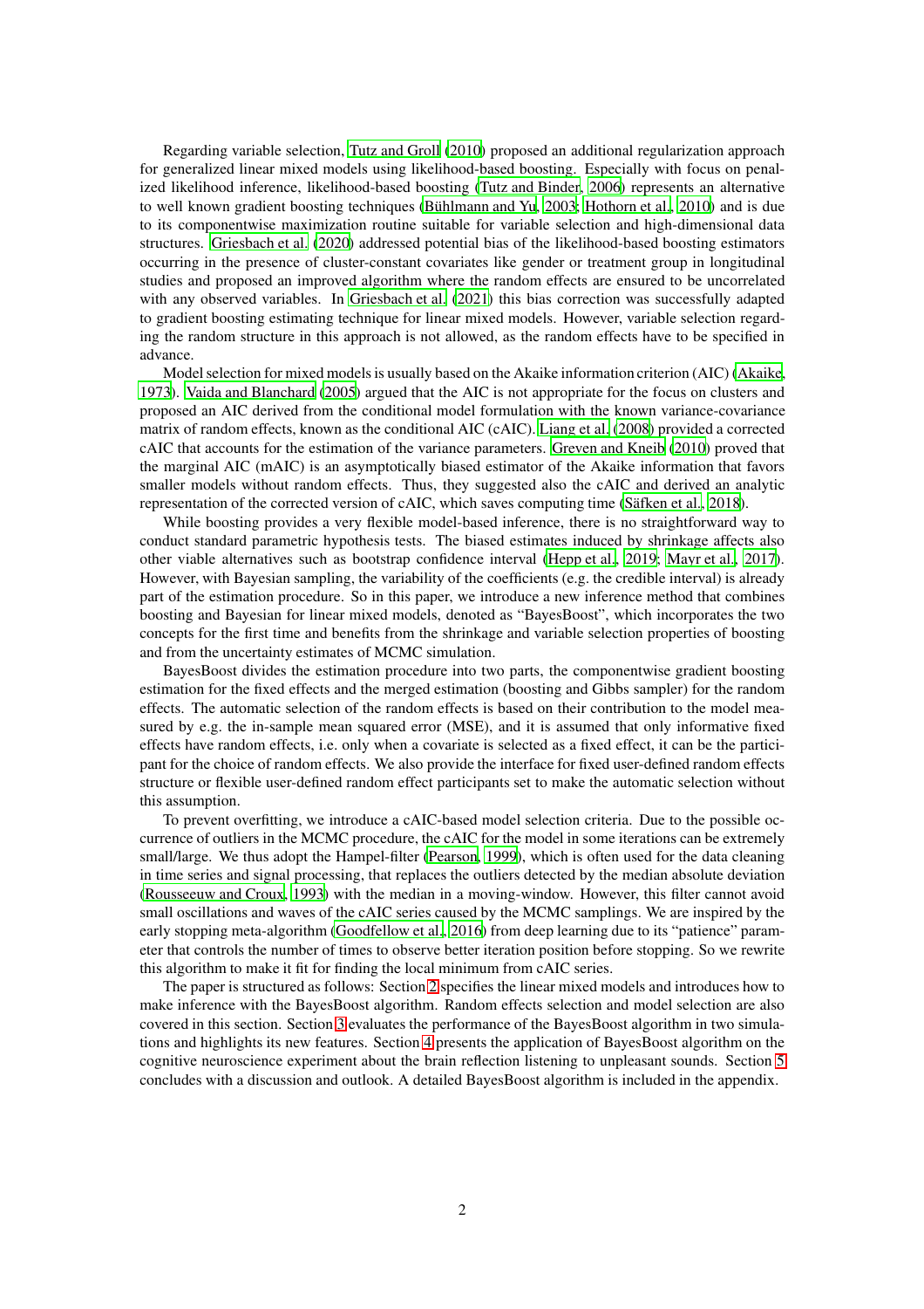Regarding variable selection, Tutz and Groll (2010) proposed an additional regularization approach for generalized linear mixed models using likelihood-based boosting. Especially with focus on penalized likelihood inference, likelihood-based boosting (Tutz and Binder, 2006) represents an alternative to well known gradient boosting techniques (Bühlmann and Yu, 2003; Hothorn et al., 2010) and is due to its componentwise maximization routine suitable for variable selection and high-dimensional data structures. Griesbach et al. (2020) addressed potential bias of the likelihood-based boosting estimators occurring in the presence of cluster-constant covariates like gender or treatment group in longitudinal studies and proposed an improved algorithm where the random effects are ensured to be uncorrelated with any observed variables. In Griesbach et al. (2021) this bias correction was successfully adapted to gradient boosting estimating technique for linear mixed models. However, variable selection regarding the random structure in this approach is not allowed, as the random effects have to be specified in advance.

Model selection for mixed models is usually based on the Akaike information criterion (AIC) (Akaike, 1973). Vaida and Blanchard (2005) argued that the AIC is not appropriate for the focus on clusters and proposed an AIC derived from the conditional model formulation with the known variance-covariance matrix of random effects, known as the conditional AIC (cAIC). Liang et al. (2008) provided a corrected cAIC that accounts for the estimation of the variance parameters. Greven and Kneib (2010) proved that the marginal AIC (mAIC) is an asymptotically biased estimator of the Akaike information that favors smaller models without random effects. Thus, they suggested also the cAIC and derived an analytic representation of the corrected version of cAIC, which saves computing time (Säfken et al., 2018).

While boosting provides a very flexible model-based inference, there is no straightforward way to conduct standard parametric hypothesis tests. The biased estimates induced by shrinkage affects also other viable alternatives such as bootstrap confidence interval (Hepp et al., 2019; Mayr et al., 2017). However, with Bayesian sampling, the variability of the coefficients (e.g. the credible interval) is already part of the estimation procedure. So in this paper, we introduce a new inference method that combines boosting and Bayesian for linear mixed models, denoted as "BayesBoost", which incorporates the two concepts for the first time and benefits from the shrinkage and variable selection properties of boosting and from the uncertainty estimates of MCMC simulation.

BayesBoost divides the estimation procedure into two parts, the componentwise gradient boosting estimation for the fixed effects and the merged estimation (boosting and Gibbs sampler) for the random effects. The automatic selection of the random effects is based on their contribution to the model measured by e.g. the in-sample mean squared error (MSE), and it is assumed that only informative fixed effects have random effects, i.e. only when a covariate is selected as a fixed effect, it can be the participant for the choice of random effects. We also provide the interface for fixed user-defined random effects structure or flexible user-defined random effect participants set to make the automatic selection without this assumption.

To prevent overfitting, we introduce a cAIC-based model selection criteria. Due to the possible occurrence of outliers in the MCMC procedure, the cAIC for the model in some iterations can be extremely small/large. We thus adopt the Hampel-filter (Pearson, 1999), which is often used for the data cleaning in time series and signal processing, that replaces the outliers detected by the median absolute deviation (Rousseeuw and Croux, 1993) with the median in a moving-window. However, this filter cannot avoid small oscillations and waves of the cAIC series caused by the MCMC samplings. We are inspired by the early stopping meta-algorithm (Goodfellow et al., 2016) from deep learning due to its "patience" parameter that controls the number of times to observe better iteration position before stopping. So we rewrite this algorithm to make it fit for finding the local minimum from cAIC series.

The paper is structured as follows: Section 2 specifies the linear mixed models and introduces how to make inference with the BayesBoost algorithm. Random effects selection and model selection are also covered in this section. Section 3 evaluates the performance of the BayesBoost algorithm in two simulations and highlights its new features. Section 4 presents the application of BayesBoost algorithm on the cognitive neuroscience experiment about the brain reflection listening to unpleasant sounds. Section 5 concludes with a discussion and outlook. A detailed BayesBoost algorithm is included in the appendix.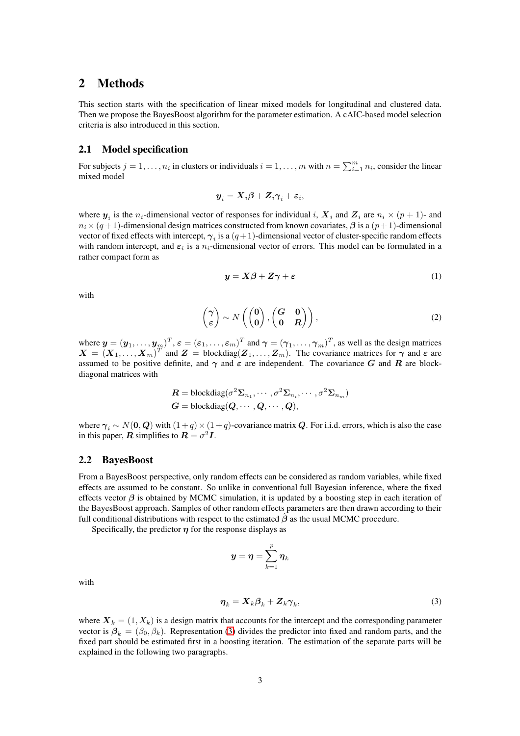## 2 Methods

This section starts with the specification of linear mixed models for longitudinal and clustered data. Then we propose the BayesBoost algorithm for the parameter estimation. A cAIC-based model selection criteria is also introduced in this section.

### 2.1 Model specification

For subjects $j = 1, \ldots, n_i$ in clusters or individuals $i = 1, \ldots, m$ with $n = \sum_{i=1}^{m} n_i$, consider the linear mixed model

$$\boldsymbol{y}_i = \boldsymbol{X}_i \boldsymbol{\beta} + \boldsymbol{Z}_i \boldsymbol{\gamma}_i + \boldsymbol{\varepsilon}_i,$$

where $\boldsymbol{y}_i$ is the $n_i$-dimensional vector of responses for individual $i$, $\boldsymbol{X}_i$ and $\boldsymbol{Z}_i$ are $n_i \times (p+1)$- and $n_i \times (q+1)$-dimensional design matrices constructed from known covariates, $\boldsymbol{\beta}$ is a $(p+1)$-dimensional vector of fixed effects with intercept, $\boldsymbol{\gamma}_i$ is a $(q+1)$-dimensional vector of cluster-specific random effects with random intercept, and $\boldsymbol{\varepsilon}_i$ is a $n_i$-dimensional vector of errors. This model can be formulated in a rather compact form as

$$\boldsymbol{y} = \boldsymbol{X}\boldsymbol{\beta} + \boldsymbol{Z}\boldsymbol{\gamma} + \boldsymbol{\varepsilon} \tag{1}$$

with

$$\begin{pmatrix} \boldsymbol{\gamma} \\ \boldsymbol{\varepsilon} \end{pmatrix} \sim N\left( \begin{pmatrix} \boldsymbol{0} \\ \boldsymbol{0} \end{pmatrix}, \begin{pmatrix} \boldsymbol{G} & \boldsymbol{0} \\ \boldsymbol{0} & \boldsymbol{R} \end{pmatrix} \right), \tag{2}$$

where $\boldsymbol{y} = (\boldsymbol{y}_1, \ldots, \boldsymbol{y}_m)^T$, $\boldsymbol{\varepsilon} = (\varepsilon_1, \ldots, \varepsilon_m)^T$ and $\boldsymbol{\gamma} = (\boldsymbol{\gamma}_1, \ldots, \boldsymbol{\gamma}_m)^T$, as well as the design matrices $\boldsymbol{X} = (\boldsymbol{X}_1, \ldots, \boldsymbol{X}_m)^T$ and $\boldsymbol{Z} = \text{blockdiag}(\boldsymbol{Z}_1, \ldots, \boldsymbol{Z}_m)$. The covariance matrices for $\boldsymbol{\gamma}$ and $\boldsymbol{\varepsilon}$ are assumed to be positive definite, and $\boldsymbol{\gamma}$ and $\boldsymbol{\varepsilon}$ are independent. The covariance $\boldsymbol{G}$ and $\boldsymbol{R}$ are block-diagonal matrices with

$$\boldsymbol{R} = \text{blockdiag}(\sigma^2 \boldsymbol{\Sigma}_{n_1}, \cdots, \sigma^2 \boldsymbol{\Sigma}_{n_i}, \cdots, \sigma^2 \boldsymbol{\Sigma}_{n_m})$$
$$\boldsymbol{G} = \text{blockdiag}(\boldsymbol{Q}, \cdots, \boldsymbol{Q}, \cdots, \boldsymbol{Q}),$$

where $\boldsymbol{\gamma}_i \sim N(\boldsymbol{0}, \boldsymbol{Q})$ with $(1+q) \times (1+q)$-covariance matrix $\boldsymbol{Q}$. For i.i.d. errors, which is also the case in this paper, $\boldsymbol{R}$ simplifies to $\boldsymbol{R} = \sigma^2 \boldsymbol{I}$.

### 2.2 BayesBoost

From a BayesBoost perspective, only random effects can be considered as random variables, while fixed effects are assumed to be constant. So unlike in conventional full Bayesian inference, where the fixed effects vector $\boldsymbol{\beta}$ is obtained by MCMC simulation, it is updated by a boosting step in each iteration of the BayesBoost approach. Samples of other random effects parameters are then drawn according to their full conditional distributions with respect to the estimated $\hat{\boldsymbol{\beta}}$ as the usual MCMC procedure.

Specifically, the predictor $\boldsymbol{\eta}$ for the response displays as

$$\boldsymbol{y} = \boldsymbol{\eta} = \sum_{k=1}^{p} \boldsymbol{\eta}_k$$

with

$$\boldsymbol{\eta}_k = \boldsymbol{X}_k \boldsymbol{\beta}_k + \boldsymbol{Z}_k \boldsymbol{\gamma}_k, \tag{3}$$

where $\boldsymbol{X}_k = (1, X_k)$ is a design matrix that accounts for the intercept and the corresponding parameter vector is $\boldsymbol{\beta}_k = (\beta_0, \beta_k)$. Representation (3) divides the predictor into fixed and random parts, and the fixed part should be estimated first in a boosting iteration. The estimation of the separate parts will be explained in the following two paragraphs.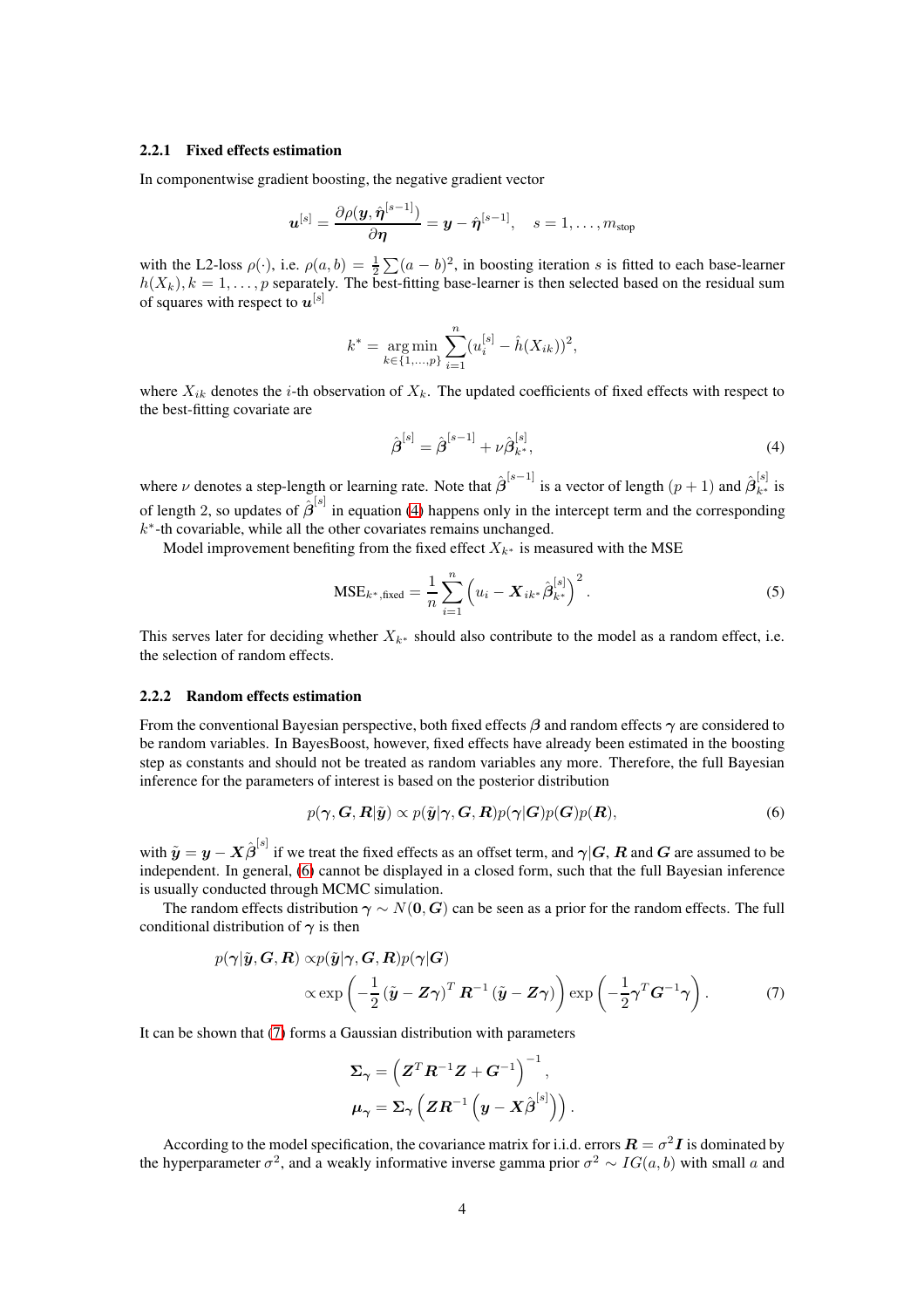#### 2.2.1 Fixed effects estimation

In componentwise gradient boosting, the negative gradient vector

$$\boldsymbol{u}^{[s]} = \frac{\partial \rho(\boldsymbol{y}, \hat{\boldsymbol{\eta}}^{[s-1]})}{\partial \boldsymbol{\eta}} = \boldsymbol{y} - \hat{\boldsymbol{\eta}}^{[s-1]}, \quad s = 1, \ldots, m_{\text{stop}}$$

with the L2-loss $\rho(\cdot)$, i.e. $\rho(a, b) = \frac{1}{2}\sum(a-b)^2$, in boosting iteration $s$ is fitted to each base-learner $h(X_k), k = 1, \ldots, p$ separately. The best-fitting base-learner is then selected based on the residual sum of squares with respect to $\boldsymbol{u}^{[s]}$

$$k^* = \underset{k \in \{1, \ldots, p\}}{\arg\min} \sum_{i=1}^{n} (u_i^{[s]} - \hat{h}(X_{ik}))^2,$$

where $X_{ik}$ denotes the $i$-th observation of $X_k$. The updated coefficients of fixed effects with respect to the best-fitting covariate are

$$\hat{\boldsymbol{\beta}}^{[s]} = \hat{\boldsymbol{\beta}}^{[s-1]} + \nu \hat{\boldsymbol{\beta}}_{k^*}^{[s]}, \tag{4}$$

where $\nu$ denotes a step-length or learning rate. Note that $\hat{\boldsymbol{\beta}}^{[s-1]}$ is a vector of length $(p+1)$ and $\hat{\boldsymbol{\beta}}_{k^*}^{[s]}$ is of length 2, so updates of $\hat{\boldsymbol{\beta}}^{[s]}$ in equation (4) happens only in the intercept term and the corresponding $k^*$-th covariable, while all the other covariates remains unchanged.

Model improvement benefiting from the fixed effect $X_{k^*}$ is measured with the MSE

$$\text{MSE}_{k^*,\text{fixed}} = \frac{1}{n}\sum_{i=1}^{n}\left(u_i - \boldsymbol{X}_{ik^*}\hat{\boldsymbol{\beta}}_{k^*}^{[s]}\right)^2. \tag{5}$$

This serves later for deciding whether $X_{k^*}$ should also contribute to the model as a random effect, i.e. the selection of random effects.

#### 2.2.2 Random effects estimation

From the conventional Bayesian perspective, both fixed effects $\boldsymbol{\beta}$ and random effects $\boldsymbol{\gamma}$ are considered to be random variables. In BayesBoost, however, fixed effects have already been estimated in the boosting step as constants and should not be treated as random variables any more. Therefore, the full Bayesian inference for the parameters of interest is based on the posterior distribution

$$p(\boldsymbol{\gamma}, \boldsymbol{G}, \boldsymbol{R}|\tilde{\boldsymbol{y}}) \propto p(\tilde{\boldsymbol{y}}|\boldsymbol{\gamma}, \boldsymbol{G}, \boldsymbol{R})p(\boldsymbol{\gamma}|\boldsymbol{G})p(\boldsymbol{G})p(\boldsymbol{R}), \tag{6}$$

with $\tilde{\boldsymbol{y}} = \boldsymbol{y} - \boldsymbol{X}\hat{\boldsymbol{\beta}}^{[s]}$ if we treat the fixed effects as an offset term, and $\boldsymbol{\gamma}|\boldsymbol{G}$, $\boldsymbol{R}$ and $\boldsymbol{G}$ are assumed to be independent. In general, (6) cannot be displayed in a closed form, such that the full Bayesian inference is usually conducted through MCMC simulation.

The random effects distribution $\boldsymbol{\gamma} \sim N(\boldsymbol{0}, \boldsymbol{G})$ can be seen as a prior for the random effects. The full conditional distribution of $\boldsymbol{\gamma}$ is then

$$\begin{aligned} p(\boldsymbol{\gamma}|\tilde{\boldsymbol{y}}, \boldsymbol{G}, \boldsymbol{R}) &\propto p(\tilde{\boldsymbol{y}}|\boldsymbol{\gamma}, \boldsymbol{G}, \boldsymbol{R})p(\boldsymbol{\gamma}|\boldsymbol{G}) \\ &\propto \exp\left(-\frac{1}{2}\left(\tilde{\boldsymbol{y}} - \boldsymbol{Z}\boldsymbol{\gamma}\right)^T \boldsymbol{R}^{-1}\left(\tilde{\boldsymbol{y}} - \boldsymbol{Z}\boldsymbol{\gamma}\right)\right)\exp\left(-\frac{1}{2}\boldsymbol{\gamma}^T\boldsymbol{G}^{-1}\boldsymbol{\gamma}\right). \end{aligned} \tag{7}$$

It can be shown that (7) forms a Gaussian distribution with parameters

$$\begin{aligned} \boldsymbol{\Sigma}_{\boldsymbol{\gamma}} &= \left(\boldsymbol{Z}^T\boldsymbol{R}^{-1}\boldsymbol{Z} + \boldsymbol{G}^{-1}\right)^{-1}, \\ \boldsymbol{\mu}_{\boldsymbol{\gamma}} &= \boldsymbol{\Sigma}_{\boldsymbol{\gamma}}\left(\boldsymbol{Z}\boldsymbol{R}^{-1}\left(\boldsymbol{y} - \boldsymbol{X}\hat{\boldsymbol{\beta}}^{[s]}\right)\right). \end{aligned}$$

According to the model specification, the covariance matrix for i.i.d. errors $\boldsymbol{R} = \sigma^2\boldsymbol{I}$ is dominated by the hyperparameter $\sigma^2$, and a weakly informative inverse gamma prior $\sigma^2 \sim IG(a, b)$ with small $a$ and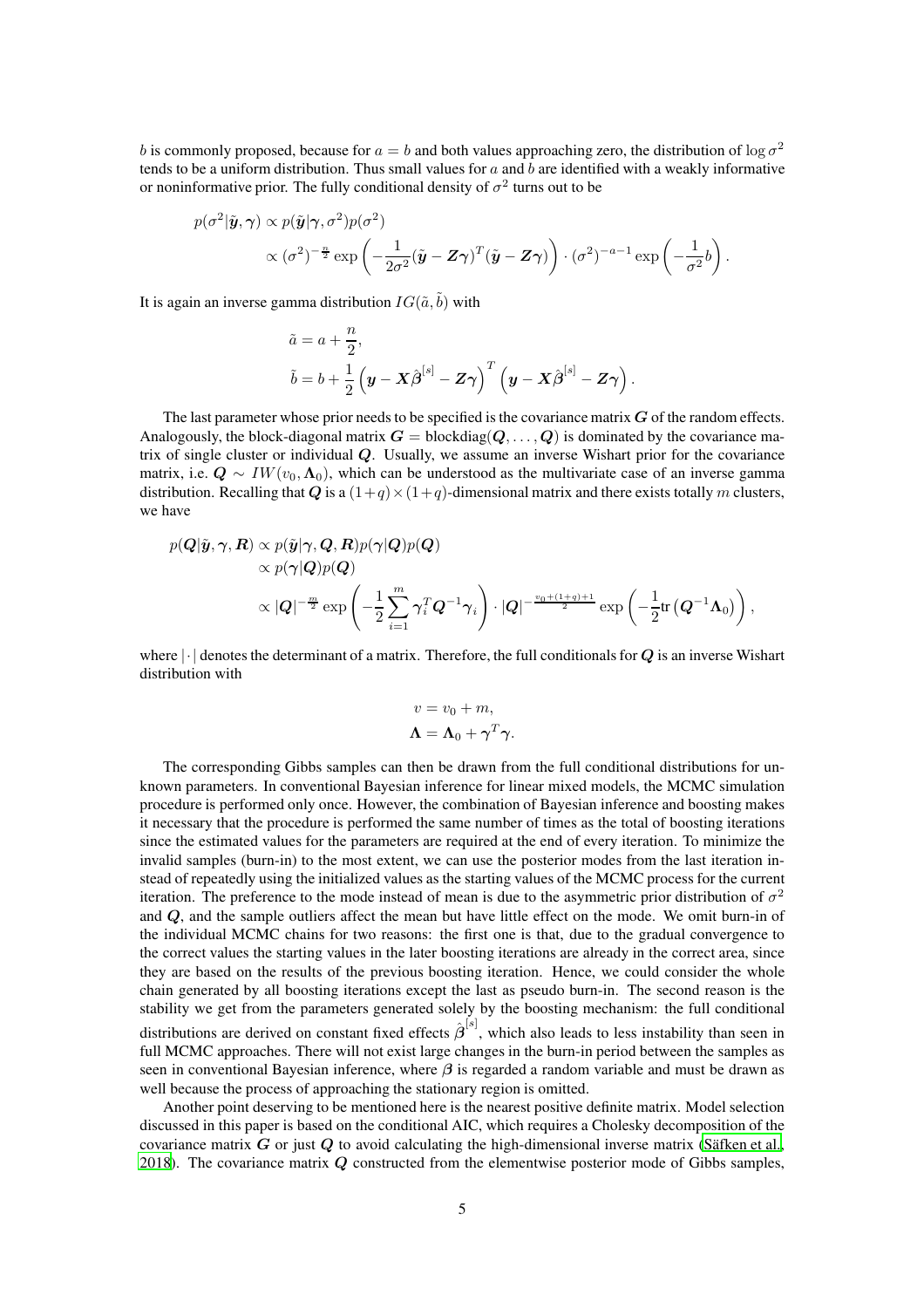$b$ is commonly proposed, because for $a = b$ and both values approaching zero, the distribution of $\log \sigma^2$ tends to be a uniform distribution. Thus small values for $a$ and $b$ are identified with a weakly informative or noninformative prior. The fully conditional density of $\sigma^2$ turns out to be

$$
\begin{aligned}
p(\sigma^2|\tilde{\boldsymbol{y}}, \boldsymbol{\gamma}) &\propto p(\tilde{\boldsymbol{y}}|\boldsymbol{\gamma}, \sigma^2)p(\sigma^2) \\
&\propto (\sigma^2)^{-\frac{n}{2}} \exp\left(-\frac{1}{2\sigma^2}(\tilde{\boldsymbol{y}} - \boldsymbol{Z}\boldsymbol{\gamma})^T(\tilde{\boldsymbol{y}} - \boldsymbol{Z}\boldsymbol{\gamma})\right) \cdot (\sigma^2)^{-a-1} \exp\left(-\frac{1}{\sigma^2}b\right).
\end{aligned}
$$

It is again an inverse gamma distribution $IG(\tilde{a}, \tilde{b})$ with

$$
\begin{aligned}
\tilde{a} &= a + \frac{n}{2}, \\
\tilde{b} &= b + \frac{1}{2}\left(\boldsymbol{y} - \boldsymbol{X}\hat{\boldsymbol{\beta}}^{[s]} - \boldsymbol{Z}\boldsymbol{\gamma}\right)^T \left(\boldsymbol{y} - \boldsymbol{X}\hat{\boldsymbol{\beta}}^{[s]} - \boldsymbol{Z}\boldsymbol{\gamma}\right).
\end{aligned}
$$

The last parameter whose prior needs to be specified is the covariance matrix $\boldsymbol{G}$ of the random effects. Analogously, the block-diagonal matrix $\boldsymbol{G} = \text{blockdiag}(\boldsymbol{Q}, \ldots, \boldsymbol{Q})$ is dominated by the covariance matrix of single cluster or individual $\boldsymbol{Q}$. Usually, we assume an inverse Wishart prior for the covariance matrix, i.e. $\boldsymbol{Q} \sim IW(v_0, \boldsymbol{\Lambda}_0)$, which can be understood as the multivariate case of an inverse gamma distribution. Recalling that $\boldsymbol{Q}$ is a $(1+q)\times(1+q)$-dimensional matrix and there exists totally $m$ clusters, we have

$$
\begin{aligned}
p(\boldsymbol{Q}|\tilde{\boldsymbol{y}}, \boldsymbol{\gamma}, \boldsymbol{R}) &\propto p(\tilde{\boldsymbol{y}}|\boldsymbol{\gamma}, \boldsymbol{Q}, \boldsymbol{R})p(\boldsymbol{\gamma}|\boldsymbol{Q})p(\boldsymbol{Q}) \\
&\propto p(\boldsymbol{\gamma}|\boldsymbol{Q})p(\boldsymbol{Q}) \\
&\propto |\boldsymbol{Q}|^{-\frac{m}{2}} \exp\left(-\frac{1}{2}\sum_{i=1}^{m} \boldsymbol{\gamma}_i^T \boldsymbol{Q}^{-1}\boldsymbol{\gamma}_i\right) \cdot |\boldsymbol{Q}|^{-\frac{v_0+(1+q)+1}{2}} \exp\left(-\frac{1}{2}\text{tr}\left(\boldsymbol{Q}^{-1}\boldsymbol{\Lambda}_0\right)\right),
\end{aligned}
$$

where $|\cdot|$ denotes the determinant of a matrix. Therefore, the full conditionals for $\boldsymbol{Q}$ is an inverse Wishart distribution with

$$
\begin{aligned}
v &= v_0 + m, \\
\boldsymbol{\Lambda} &= \boldsymbol{\Lambda}_0 + \boldsymbol{\gamma}^T\boldsymbol{\gamma}.
\end{aligned}
$$

The corresponding Gibbs samples can then be drawn from the full conditional distributions for unknown parameters. In conventional Bayesian inference for linear mixed models, the MCMC simulation procedure is performed only once. However, the combination of Bayesian inference and boosting makes it necessary that the procedure is performed the same number of times as the total of boosting iterations since the estimated values for the parameters are required at the end of every iteration. To minimize the invalid samples (burn-in) to the most extent, we can use the posterior modes from the last iteration instead of repeatedly using the initialized values as the starting values of the MCMC process for the current iteration. The preference to the mode instead of mean is due to the asymmetric prior distribution of $\sigma^2$ and $\boldsymbol{Q}$, and the sample outliers affect the mean but have little effect on the mode. We omit burn-in of the individual MCMC chains for two reasons: the first one is that, due to the gradual convergence to the correct values the starting values in the later boosting iterations are already in the correct area, since they are based on the results of the previous boosting iteration. Hence, we could consider the whole chain generated by all boosting iterations except the last as pseudo burn-in. The second reason is the stability we get from the parameters generated solely by the boosting mechanism: the full conditional distributions are derived on constant fixed effects $\hat{\boldsymbol{\beta}}^{[s]}$, which also leads to less instability than seen in full MCMC approaches. There will not exist large changes in the burn-in period between the samples as seen in conventional Bayesian inference, where $\boldsymbol{\beta}$ is regarded a random variable and must be drawn as well because the process of approaching the stationary region is omitted.

Another point deserving to be mentioned here is the nearest positive definite matrix. Model selection discussed in this paper is based on the conditional AIC, which requires a Cholesky decomposition of the covariance matrix $\boldsymbol{G}$ or just $\boldsymbol{Q}$ to avoid calculating the high-dimensional inverse matrix (Säfken et al., 2018). The covariance matrix $\boldsymbol{Q}$ constructed from the elementwise posterior mode of Gibbs samples,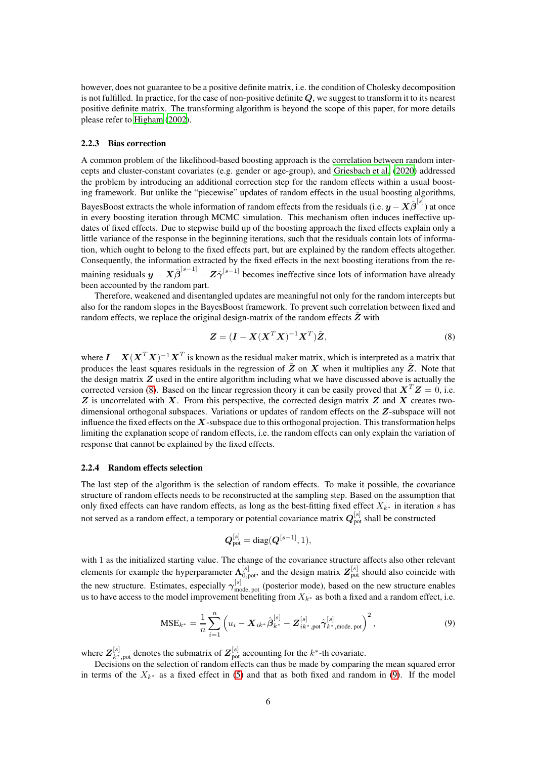however, does not guarantee to be a positive definite matrix, i.e. the condition of Cholesky decomposition is not fulfilled. In practice, for the case of non-positive definite $\boldsymbol{Q}$, we suggest to transform it to its nearest positive definite matrix. The transforming algorithm is beyond the scope of this paper, for more details please refer to Higham (2002).

### 2.2.3 Bias correction

A common problem of the likelihood-based boosting approach is the correlation between random intercepts and cluster-constant covariates (e.g. gender or age-group), and Griesbach et al. (2020) addressed the problem by introducing an additional correction step for the random effects within a usual boosting framework. But unlike the "piecewise" updates of random effects in the usual boosting algorithms, BayesBoost extracts the whole information of random effects from the residuals (i.e. $\boldsymbol{y} - \boldsymbol{X}\hat{\boldsymbol{\beta}}^{[s]}$) at once in every boosting iteration through MCMC simulation. This mechanism often induces ineffective updates of fixed effects. Due to stepwise build up of the boosting approach the fixed effects explain only a little variance of the response in the beginning iterations, such that the residuals contain lots of information, which ought to belong to the fixed effects part, but are explained by the random effects altogether. Consequently, the information extracted by the fixed effects in the next boosting iterations from the remaining residuals $\boldsymbol{y} - \boldsymbol{X}\hat{\boldsymbol{\beta}}^{[s-1]} - \boldsymbol{Z}\hat{\boldsymbol{\gamma}}^{[s-1]}$ becomes ineffective since lots of information have already been accounted by the random part.

Therefore, weakened and disentangled updates are meaningful not only for the random intercepts but also for the random slopes in the BayesBoost framework. To prevent such correlation between fixed and random effects, we replace the original design-matrix of the random effects $\tilde{\boldsymbol{Z}}$ with

$$\boldsymbol{Z} = (\boldsymbol{I} - \boldsymbol{X}(\boldsymbol{X}^T\boldsymbol{X})^{-1}\boldsymbol{X}^T)\tilde{\boldsymbol{Z}}, \tag{8}$$

where $\boldsymbol{I} - \boldsymbol{X}(\boldsymbol{X}^T\boldsymbol{X})^{-1}\boldsymbol{X}^T$ is known as the residual maker matrix, which is interpreted as a matrix that produces the least squares residuals in the regression of $\tilde{\boldsymbol{Z}}$ on $\boldsymbol{X}$ when it multiplies any $\tilde{\boldsymbol{Z}}$. Note that the design matrix $\boldsymbol{Z}$ used in the entire algorithm including what we have discussed above is actually the corrected version (8). Based on the linear regression theory it can be easily proved that $\boldsymbol{X}^T\boldsymbol{Z} = 0$, i.e. $\boldsymbol{Z}$ is uncorrelated with $\boldsymbol{X}$. From this perspective, the corrected design matrix $\boldsymbol{Z}$ and $\boldsymbol{X}$ creates two-dimensional orthogonal subspaces. Variations or updates of random effects on the $\boldsymbol{Z}$-subspace will not influence the fixed effects on the $\boldsymbol{X}$-subspace due to this orthogonal projection. This transformation helps limiting the explanation scope of random effects, i.e. the random effects can only explain the variation of response that cannot be explained by the fixed effects.

### 2.2.4 Random effects selection

The last step of the algorithm is the selection of random effects. To make it possible, the covariance structure of random effects needs to be reconstructed at the sampling step. Based on the assumption that only fixed effects can have random effects, as long as the best-fitting fixed effect $X_{k^*}$ in iteration $s$ has not served as a random effect, a temporary or potential covariance matrix $\boldsymbol{Q}_{\text{pot}}^{[s]}$ shall be constructed

$$\boldsymbol{Q}_{\text{pot}}^{[s]} = \text{diag}(\boldsymbol{Q}^{[s-1]}, 1),$$

with 1 as the initialized starting value. The change of the covariance structure affects also other relevant elements for example the hyperparameter $\boldsymbol{\Lambda}_{0,\text{pot}}^{[s]}$, and the design matrix $\boldsymbol{Z}_{\text{pot}}^{[s]}$ should also coincide with the new structure. Estimates, especially $\boldsymbol{\gamma}_{\text{mode, pot}}^{[s]}$ (posterior mode), based on the new structure enables us to have access to the model improvement benefiting from $X_{k^*}$ as both a fixed and a random effect, i.e.

$$\text{MSE}_{k^*} = \frac{1}{n}\sum_{i=1}^{n}\left(u_i - \boldsymbol{X}_{ik^*}\hat{\boldsymbol{\beta}}_{k^*}^{[s]} - \boldsymbol{Z}_{ik^*,\text{pot}}^{[s]}\hat{\boldsymbol{\gamma}}_{k^*,\text{mode, pot}}^{[s]}\right)^2, \tag{9}$$

where $\boldsymbol{Z}_{k^*,\text{pot}}^{[s]}$ denotes the submatrix of $\boldsymbol{Z}_{\text{pot}}^{[s]}$ accounting for the $k^*$-th covariate.

Decisions on the selection of random effects can thus be made by comparing the mean squared error in terms of the $X_{k^*}$ as a fixed effect in (5) and that as both fixed and random in (9). If the model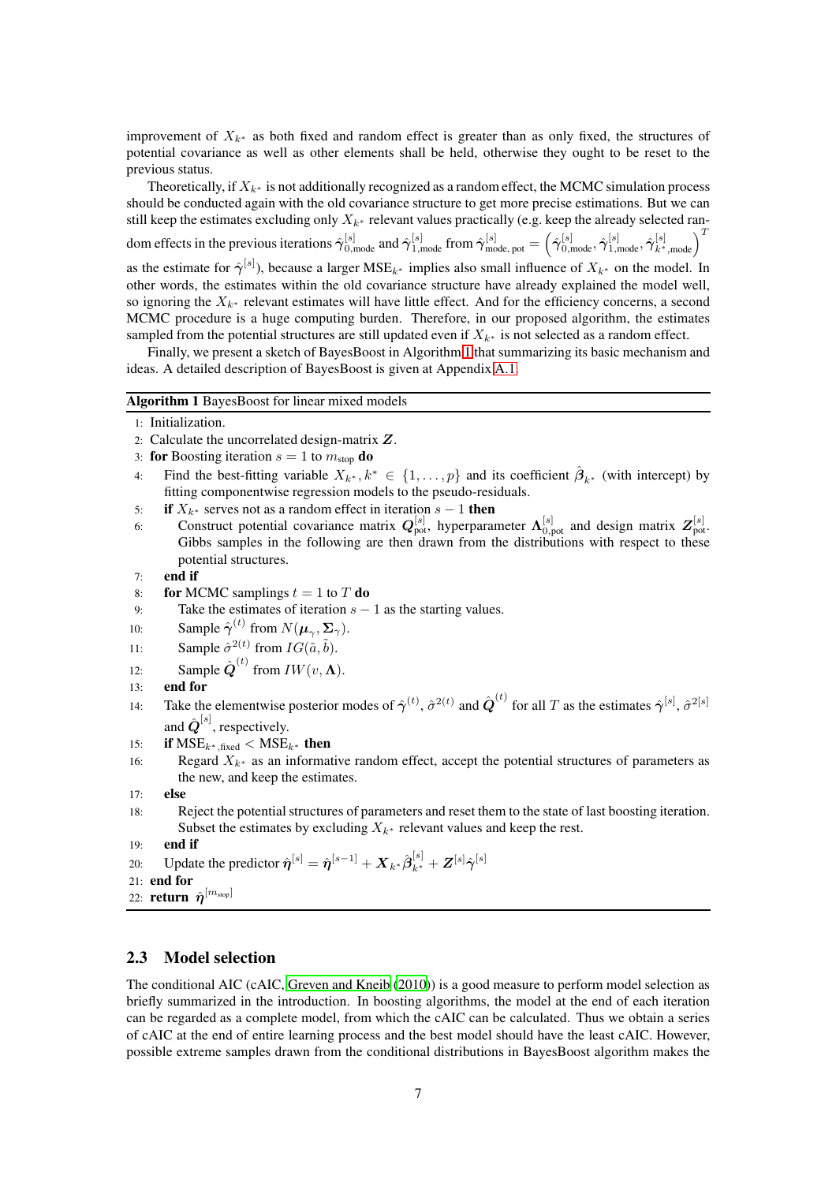improvement of $X_{k^*}$ as both fixed and random effect is greater than as only fixed, the structures of potential covariance as well as other elements shall be held, otherwise they ought to be reset to the previous status.

Theoretically, if $X_{k^*}$ is not additionally recognized as a random effect, the MCMC simulation process should be conducted again with the old covariance structure to get more precise estimations. But we can still keep the estimates excluding only $X_{k^*}$ relevant values practically (e.g. keep the already selected random effects in the previous iterations $\hat{\gamma}^{[s]}_{0,\text{mode}}$ and $\hat{\gamma}^{[s]}_{1,\text{mode}}$ from $\hat{\gamma}^{[s]}_{\text{mode, pot}} = \left(\hat{\gamma}^{[s]}_{0,\text{mode}}, \hat{\gamma}^{[s]}_{1,\text{mode}}, \hat{\gamma}^{[s]}_{k^*,\text{mode}}\right)^T$ as the estimate for $\hat{\gamma}^{[s]}$), because a larger $\text{MSE}_{k^*}$ implies also small influence of $X_{k^*}$ on the model. In other words, the estimates within the old covariance structure have already explained the model well, so ignoring the $X_{k^*}$ relevant estimates will have little effect. And for the efficiency concerns, a second MCMC procedure is a huge computing burden. Therefore, in our proposed algorithm, the estimates sampled from the potential structures are still updated even if $X_{k^*}$ is not selected as a random effect.

Finally, we present a sketch of BayesBoost in Algorithm 1 that summarizing its basic mechanism and ideas. A detailed description of BayesBoost is given at Appendix A.1.

**Algorithm 1** BayesBoost for linear mixed models

```
1:  Initialization.
2:  Calculate the uncorrelated design-matrix Z.
3:  for Boosting iteration s = 1 to m_stop do
4:      Find the best-fitting variable X_{k*}, k* ∈ {1,...,p} and its coefficient β̂_{k*} (with intercept) by
        fitting componentwise regression models to the pseudo-residuals.
5:      if X_{k*} serves not as a random effect in iteration s − 1 then
6:          Construct potential covariance matrix Q^{[s]}_pot, hyperparameter Λ^{[s]}_{0,pot} and design matrix Z^{[s]}_pot.
            Gibbs samples in the following are then drawn from the distributions with respect to these
            potential structures.
7:      end if
8:      for MCMC samplings t = 1 to T do
9:          Take the estimates of iteration s − 1 as the starting values.
10:         Sample γ̂^{(t)} from N(μ_γ, Σ_γ).
11:         Sample σ̂^{2(t)} from IG(ã, b̃).
12:         Sample Q̂^{(t)} from IW(v, Λ).
13:     end for
14:     Take the elementwise posterior modes of γ̂^{(t)}, σ̂^{2(t)} and Q̂^{(t)} for all T as the estimates γ̂^{[s]}, σ̂^{2[s]}
        and Q̂^{[s]}, respectively.
15:     if MSE_{k*,fixed} < MSE_{k*} then
16:         Regard X_{k*} as an informative random effect, accept the potential structures of parameters as
            the new, and keep the estimates.
17:     else
18:         Reject the potential structures of parameters and reset them to the state of last boosting iteration.
            Subset the estimates by excluding X_{k*} relevant values and keep the rest.
19:     end if
20:     Update the predictor η̂^{[s]} = η̂^{[s−1]} + X_{k*} β̂^{[s]}_{k*} + Z^{[s]} γ̂^{[s]}
21: end for
22: return η̂^{[m_stop]}
```

## 2.3 Model selection

The conditional AIC (cAIC, Greven and Kneib (2010)) is a good measure to perform model selection as briefly summarized in the introduction. In boosting algorithms, the model at the end of each iteration can be regarded as a complete model, from which the cAIC can be calculated. Thus we obtain a series of cAIC at the end of entire learning process and the best model should have the least cAIC. However, possible extreme samples drawn from the conditional distributions in BayesBoost algorithm makes the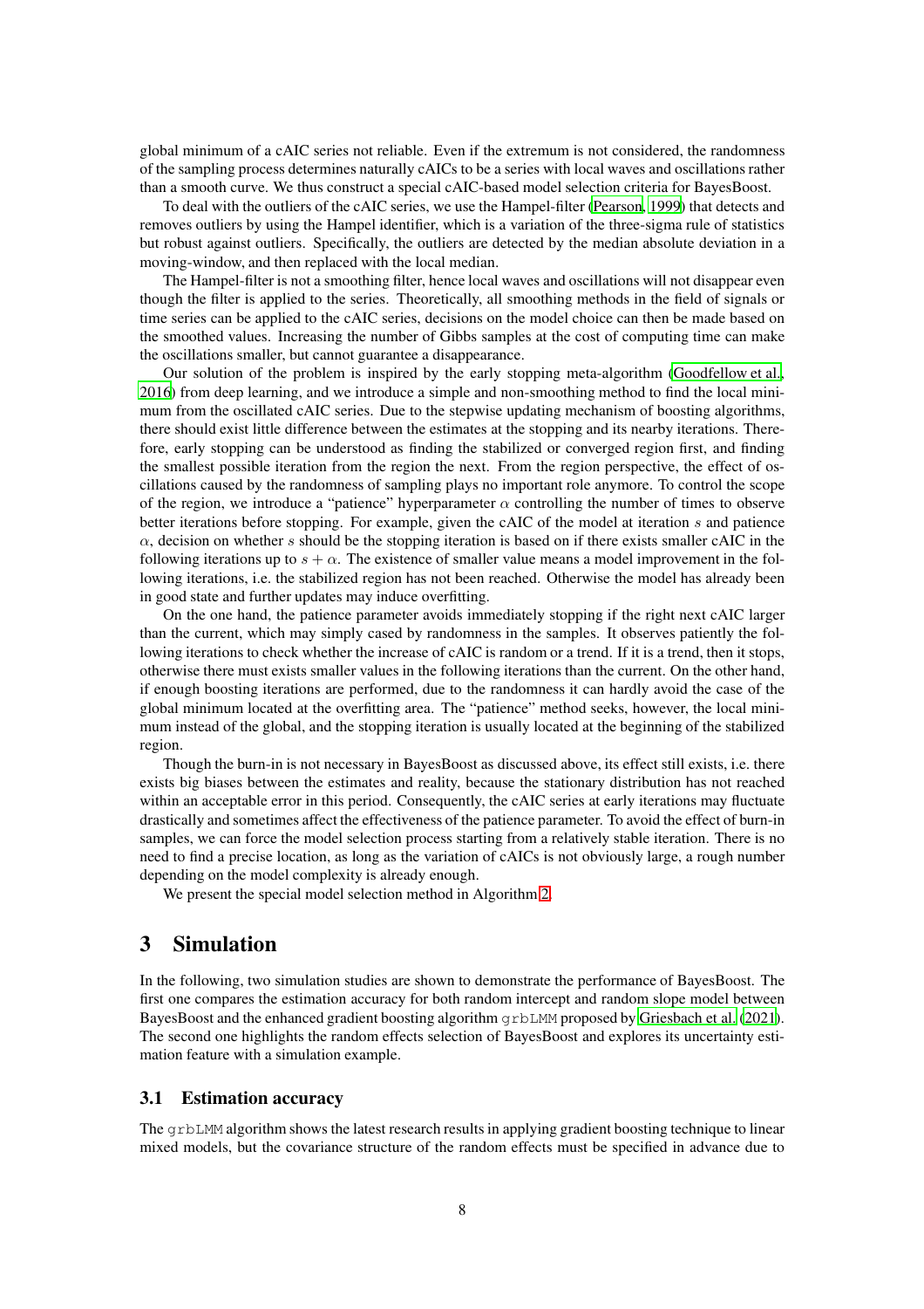global minimum of a cAIC series not reliable. Even if the extremum is not considered, the randomness of the sampling process determines naturally cAICs to be a series with local waves and oscillations rather than a smooth curve. We thus construct a special cAIC-based model selection criteria for BayesBoost.

To deal with the outliers of the cAIC series, we use the Hampel-filter (Pearson, 1999) that detects and removes outliers by using the Hampel identifier, which is a variation of the three-sigma rule of statistics but robust against outliers. Specifically, the outliers are detected by the median absolute deviation in a moving-window, and then replaced with the local median.

The Hampel-filter is not a smoothing filter, hence local waves and oscillations will not disappear even though the filter is applied to the series. Theoretically, all smoothing methods in the field of signals or time series can be applied to the cAIC series, decisions on the model choice can then be made based on the smoothed values. Increasing the number of Gibbs samples at the cost of computing time can make the oscillations smaller, but cannot guarantee a disappearance.

Our solution of the problem is inspired by the early stopping meta-algorithm (Goodfellow et al., 2016) from deep learning, and we introduce a simple and non-smoothing method to find the local minimum from the oscillated cAIC series. Due to the stepwise updating mechanism of boosting algorithms, there should exist little difference between the estimates at the stopping and its nearby iterations. Therefore, early stopping can be understood as finding the stabilized or converged region first, and finding the smallest possible iteration from the region the next. From the region perspective, the effect of oscillations caused by the randomness of sampling plays no important role anymore. To control the scope of the region, we introduce a "patience" hyperparameter $\alpha$ controlling the number of times to observe better iterations before stopping. For example, given the cAIC of the model at iteration $s$ and patience $\alpha$, decision on whether $s$ should be the stopping iteration is based on if there exists smaller cAIC in the following iterations up to $s + \alpha$. The existence of smaller value means a model improvement in the following iterations, i.e. the stabilized region has not been reached. Otherwise the model has already been in good state and further updates may induce overfitting.

On the one hand, the patience parameter avoids immediately stopping if the right next cAIC larger than the current, which may simply cased by randomness in the samples. It observes patiently the following iterations to check whether the increase of cAIC is random or a trend. If it is a trend, then it stops, otherwise there must exists smaller values in the following iterations than the current. On the other hand, if enough boosting iterations are performed, due to the randomness it can hardly avoid the case of the global minimum located at the overfitting area. The "patience" method seeks, however, the local minimum instead of the global, and the stopping iteration is usually located at the beginning of the stabilized region.

Though the burn-in is not necessary in BayesBoost as discussed above, its effect still exists, i.e. there exists big biases between the estimates and reality, because the stationary distribution has not reached within an acceptable error in this period. Consequently, the cAIC series at early iterations may fluctuate drastically and sometimes affect the effectiveness of the patience parameter. To avoid the effect of burn-in samples, we can force the model selection process starting from a relatively stable iteration. There is no need to find a precise location, as long as the variation of cAICs is not obviously large, a rough number depending on the model complexity is already enough.

We present the special model selection method in Algorithm 2.

# 3 Simulation

In the following, two simulation studies are shown to demonstrate the performance of BayesBoost. The first one compares the estimation accuracy for both random intercept and random slope model between BayesBoost and the enhanced gradient boosting algorithm `grbLMM` proposed by Griesbach et al. (2021). The second one highlights the random effects selection of BayesBoost and explores its uncertainty estimation feature with a simulation example.

## 3.1 Estimation accuracy

The `grbLMM` algorithm shows the latest research results in applying gradient boosting technique to linear mixed models, but the covariance structure of the random effects must be specified in advance due to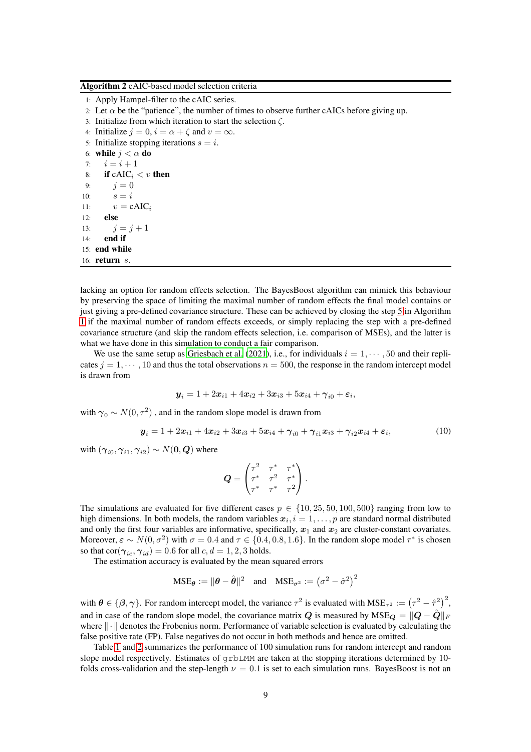**Algorithm 2** cAIC-based model selection criteria

1: Apply Hampel-filter to the cAIC series.
2: Let $\alpha$ be the "patience", the number of times to observe further cAICs before giving up.
3: Initialize from which iteration to start the selection $\zeta$.
4: Initialize $j = 0$, $i = \alpha + \zeta$ and $v = \infty$.
5: Initialize stopping iterations $s = i$.
6: **while** $j < \alpha$ **do**
7: $\quad i = i + 1$
8: $\quad$ **if** $\text{cAIC}_i < v$ **then**
9: $\quad\quad j = 0$
10: $\quad\quad s = i$
11: $\quad\quad v = \text{cAIC}_i$
12: $\quad$ **else**
13: $\quad\quad j = j + 1$
14: $\quad$ **end if**
15: **end while**
16: **return** $s$.

lacking an option for random effects selection. The BayesBoost algorithm can mimick this behaviour by preserving the space of limiting the maximal number of random effects the final model contains or just giving a pre-defined covariance structure. These can be achieved by closing the step 5 in Algorithm 1 if the maximal number of random effects exceeds, or simply replacing the step with a pre-defined covariance structure (and skip the random effects selection, i.e. comparison of MSEs), and the latter is what we have done in this simulation to conduct a fair comparison.

We use the same setup as Griesbach et al. (2021), i.e., for individuals $i = 1, \cdots, 50$ and their replicates $j = 1, \cdots, 10$ and thus the total observations $n = 500$, the response in the random intercept model is drawn from

$$\boldsymbol{y}_i = 1 + 2\boldsymbol{x}_{i1} + 4\boldsymbol{x}_{i2} + 3\boldsymbol{x}_{i3} + 5\boldsymbol{x}_{i4} + \boldsymbol{\gamma}_{i0} + \boldsymbol{\varepsilon}_i,$$

with $\boldsymbol{\gamma}_0 \sim N(0, \tau^2)$ , and in the random slope model is drawn from

$$\boldsymbol{y}_i = 1 + 2\boldsymbol{x}_{i1} + 4\boldsymbol{x}_{i2} + 3\boldsymbol{x}_{i3} + 5\boldsymbol{x}_{i4} + \boldsymbol{\gamma}_{i0} + \boldsymbol{\gamma}_{i1}\boldsymbol{x}_{i3} + \boldsymbol{\gamma}_{i2}\boldsymbol{x}_{i4} + \boldsymbol{\varepsilon}_i, \tag{10}$$

with $(\boldsymbol{\gamma}_{i0}, \boldsymbol{\gamma}_{i1}, \boldsymbol{\gamma}_{i2}) \sim N(\boldsymbol{0}, \boldsymbol{Q})$ where

$$\boldsymbol{Q} = \begin{pmatrix} \tau^2 & \tau^* & \tau^* \\ \tau^* & \tau^2 & \tau^* \\ \tau^* & \tau^* & \tau^2 \end{pmatrix}.$$

The simulations are evaluated for five different cases $p \in \{10, 25, 50, 100, 500\}$ ranging from low to high dimensions. In both models, the random variables $\boldsymbol{x}_i, i = 1, \ldots, p$ are standard normal distributed and only the first four variables are informative, specifically, $\boldsymbol{x}_1$ and $\boldsymbol{x}_2$ are cluster-constant covariates. Moreover, $\boldsymbol{\varepsilon} \sim N(0, \sigma^2)$ with $\sigma = 0.4$ and $\tau \in \{0.4, 0.8, 1.6\}$. In the random slope model $\tau^*$ is chosen so that $\text{cor}(\boldsymbol{\gamma}_{ic}, \boldsymbol{\gamma}_{id}) = 0.6$ for all $c, d = 1, 2, 3$ holds.

The estimation accuracy is evaluated by the mean squared errors

$$\text{MSE}_{\boldsymbol{\theta}} := \|\boldsymbol{\theta} - \hat{\boldsymbol{\theta}}\|^2 \quad \text{and} \quad \text{MSE}_{\sigma^2} := \left(\sigma^2 - \hat{\sigma}^2\right)^2$$

with $\boldsymbol{\theta} \in \{\boldsymbol{\beta}, \boldsymbol{\gamma}\}$. For random intercept model, the variance $\tau^2$ is evaluated with $\text{MSE}_{\tau^2} := \left(\tau^2 - \hat{\tau}^2\right)^2$, and in case of the random slope model, the covariance matrix $\boldsymbol{Q}$ is measured by $\text{MSE}_{\boldsymbol{Q}} = \|\boldsymbol{Q} - \hat{\boldsymbol{Q}}\|_F$ where $\|\cdot\|$ denotes the Frobenius norm. Performance of variable selection is evaluated by calculating the false positive rate (FP). False negatives do not occur in both methods and hence are omitted.

Table 1 and 2 summarizes the performance of 100 simulation runs for random intercept and random slope model respectively. Estimates of grbLMM are taken at the stopping iterations determined by 10-folds cross-validation and the step-length $\nu = 0.1$ is set to each simulation runs. BayesBoost is not an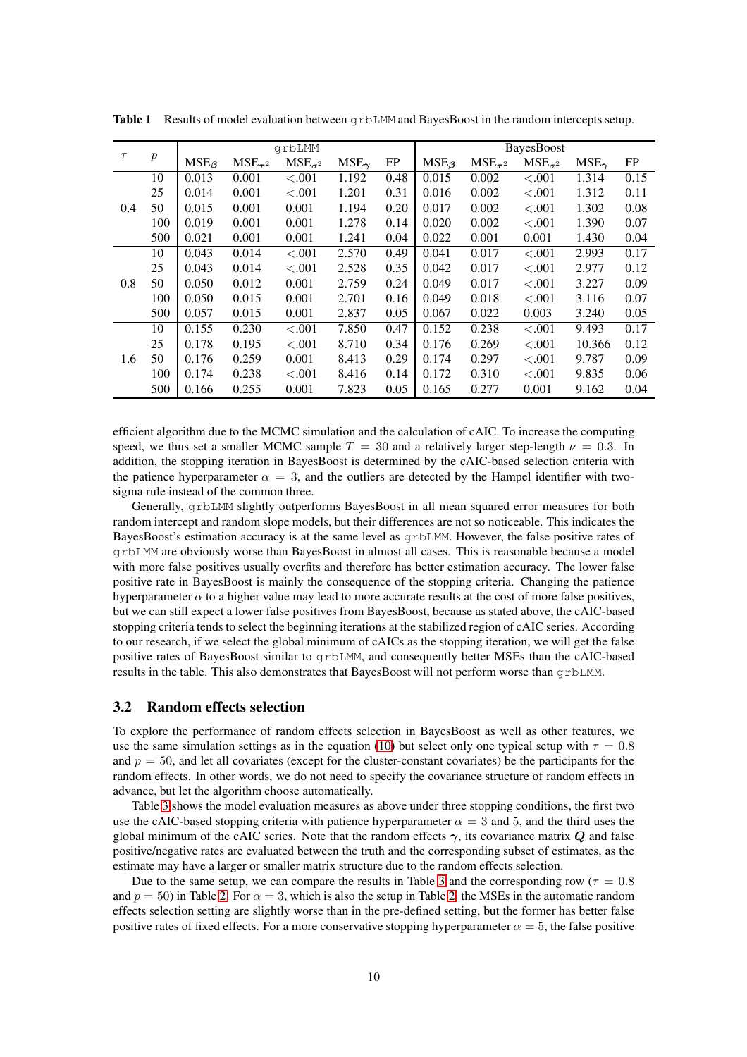**Table 1** Results of model evaluation between `grbLMM` and BayesBoost in the random intercepts setup.

| $\tau$ | $p$ | `grbLMM` | | | | | BayesBoost | | | | |
|---|---|---|---|---|---|---|---|---|---|---|---|
| | | MSE$_{\beta}$ | MSE$_{\tau^2}$ | MSE$_{\sigma^2}$ | MSE$_{\gamma}$ | FP | MSE$_{\beta}$ | MSE$_{\tau^2}$ | MSE$_{\sigma^2}$ | MSE$_{\gamma}$ | FP |
| 0.4 | 10 | 0.013 | 0.001 | <.001 | 1.192 | 0.48 | 0.015 | 0.002 | <.001 | 1.314 | 0.15 |
| | 25 | 0.014 | 0.001 | <.001 | 1.201 | 0.31 | 0.016 | 0.002 | <.001 | 1.312 | 0.11 |
| | 50 | 0.015 | 0.001 | 0.001 | 1.194 | 0.20 | 0.017 | 0.002 | <.001 | 1.302 | 0.08 |
| | 100 | 0.019 | 0.001 | 0.001 | 1.278 | 0.14 | 0.020 | 0.002 | <.001 | 1.390 | 0.07 |
| | 500 | 0.021 | 0.001 | 0.001 | 1.241 | 0.04 | 0.022 | 0.001 | 0.001 | 1.430 | 0.04 |
| 0.8 | 10 | 0.043 | 0.014 | <.001 | 2.570 | 0.49 | 0.041 | 0.017 | <.001 | 2.993 | 0.17 |
| | 25 | 0.043 | 0.014 | <.001 | 2.528 | 0.35 | 0.042 | 0.017 | <.001 | 2.977 | 0.12 |
| | 50 | 0.050 | 0.012 | 0.001 | 2.759 | 0.24 | 0.049 | 0.017 | <.001 | 3.227 | 0.09 |
| | 100 | 0.050 | 0.015 | 0.001 | 2.701 | 0.16 | 0.049 | 0.018 | <.001 | 3.116 | 0.07 |
| | 500 | 0.057 | 0.015 | 0.001 | 2.837 | 0.05 | 0.067 | 0.022 | 0.003 | 3.240 | 0.05 |
| 1.6 | 10 | 0.155 | 0.230 | <.001 | 7.850 | 0.47 | 0.152 | 0.238 | <.001 | 9.493 | 0.17 |
| | 25 | 0.178 | 0.195 | <.001 | 8.710 | 0.34 | 0.176 | 0.269 | <.001 | 10.366 | 0.12 |
| | 50 | 0.176 | 0.259 | 0.001 | 8.413 | 0.29 | 0.174 | 0.297 | <.001 | 9.787 | 0.09 |
| | 100 | 0.174 | 0.238 | <.001 | 8.416 | 0.14 | 0.172 | 0.310 | <.001 | 9.835 | 0.06 |
| | 500 | 0.166 | 0.255 | 0.001 | 7.823 | 0.05 | 0.165 | 0.277 | 0.001 | 9.162 | 0.04 |

efficient algorithm due to the MCMC simulation and the calculation of cAIC. To increase the computing speed, we thus set a smaller MCMC sample $T = 30$ and a relatively larger step-length $\nu = 0.3$. In addition, the stopping iteration in BayesBoost is determined by the cAIC-based selection criteria with the patience hyperparameter $\alpha = 3$, and the outliers are detected by the Hampel identifier with two-sigma rule instead of the common three.

Generally, `grbLMM` slightly outperforms BayesBoost in all mean squared error measures for both random intercept and random slope models, but their differences are not so noticeable. This indicates the BayesBoost's estimation accuracy is at the same level as `grbLMM`. However, the false positive rates of `grbLMM` are obviously worse than BayesBoost in almost all cases. This is reasonable because a model with more false positives usually overfits and therefore has better estimation accuracy. The lower false positive rate in BayesBoost is mainly the consequence of the stopping criteria. Changing the patience hyperparameter $\alpha$ to a higher value may lead to more accurate results at the cost of more false positives, but we can still expect a lower false positives from BayesBoost, because as stated above, the cAIC-based stopping criteria tends to select the beginning iterations at the stabilized region of cAIC series. According to our research, if we select the global minimum of cAICs as the stopping iteration, we will get the false positive rates of BayesBoost similar to `grbLMM`, and consequently better MSEs than the cAIC-based results in the table. This also demonstrates that BayesBoost will not perform worse than `grbLMM`.

### 3.2 Random effects selection

To explore the performance of random effects selection in BayesBoost as well as other features, we use the same simulation settings as in the equation (10) but select only one typical setup with $\tau = 0.8$ and $p = 50$, and let all covariates (except for the cluster-constant covariates) be the participants for the random effects. In other words, we do not need to specify the covariance structure of random effects in advance, but let the algorithm choose automatically.

Table 3 shows the model evaluation measures as above under three stopping conditions, the first two use the cAIC-based stopping criteria with patience hyperparameter $\alpha = 3$ and 5, and the third uses the global minimum of the cAIC series. Note that the random effects $\boldsymbol{\gamma}$, its covariance matrix $\boldsymbol{Q}$ and false positive/negative rates are evaluated between the truth and the corresponding subset of estimates, as the estimate may have a larger or smaller matrix structure due to the random effects selection.

Due to the same setup, we can compare the results in Table 3 and the corresponding row ($\tau = 0.8$ and $p = 50$) in Table 2. For $\alpha = 3$, which is also the setup in Table 2, the MSEs in the automatic random effects selection setting are slightly worse than in the pre-defined setting, but the former has better false positive rates of fixed effects. For a more conservative stopping hyperparameter $\alpha = 5$, the false positive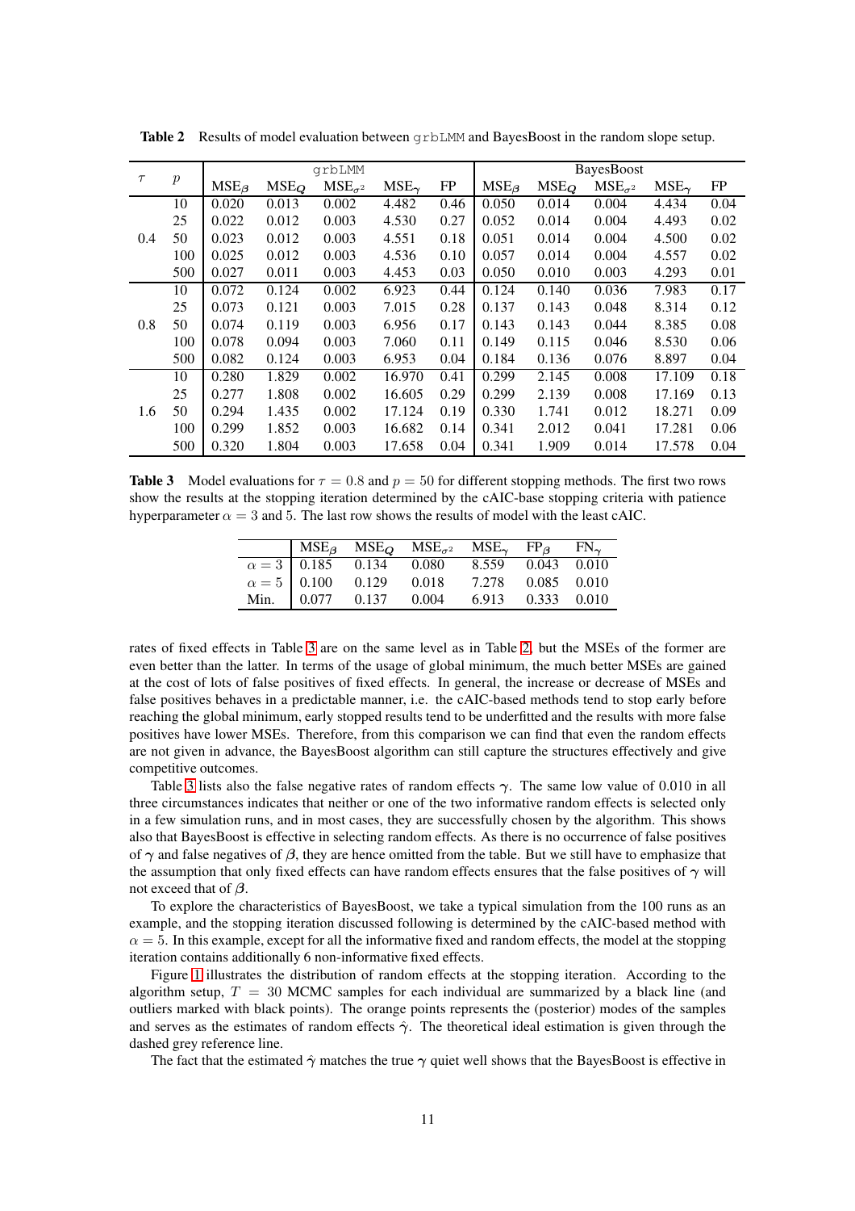**Table 2** Results of model evaluation between `grbLMM` and BayesBoost in the random slope setup.

| $\tau$ | $p$ | `grbLMM` | | | | | BayesBoost | | | | |
|---|---|---|---|---|---|---|---|---|---|---|---|
| | | $\text{MSE}_{\beta}$ | $\text{MSE}_{Q}$ | $\text{MSE}_{\sigma^2}$ | $\text{MSE}_{\gamma}$ | FP | $\text{MSE}_{\beta}$ | $\text{MSE}_{Q}$ | $\text{MSE}_{\sigma^2}$ | $\text{MSE}_{\gamma}$ | FP |
| 0.4 | 10 | 0.020 | 0.013 | 0.002 | 4.482 | 0.46 | 0.050 | 0.014 | 0.004 | 4.434 | 0.04 |
| | 25 | 0.022 | 0.012 | 0.003 | 4.530 | 0.27 | 0.052 | 0.014 | 0.004 | 4.493 | 0.02 |
| | 50 | 0.023 | 0.012 | 0.003 | 4.551 | 0.18 | 0.051 | 0.014 | 0.004 | 4.500 | 0.02 |
| | 100 | 0.025 | 0.012 | 0.003 | 4.536 | 0.10 | 0.057 | 0.014 | 0.004 | 4.557 | 0.02 |
| | 500 | 0.027 | 0.011 | 0.003 | 4.453 | 0.03 | 0.050 | 0.010 | 0.003 | 4.293 | 0.01 |
| 0.8 | 10 | 0.072 | 0.124 | 0.002 | 6.923 | 0.44 | 0.124 | 0.140 | 0.036 | 7.983 | 0.17 |
| | 25 | 0.073 | 0.121 | 0.003 | 7.015 | 0.28 | 0.137 | 0.143 | 0.048 | 8.314 | 0.12 |
| | 50 | 0.074 | 0.119 | 0.003 | 6.956 | 0.17 | 0.143 | 0.143 | 0.044 | 8.385 | 0.08 |
| | 100 | 0.078 | 0.094 | 0.003 | 7.060 | 0.11 | 0.149 | 0.115 | 0.046 | 8.530 | 0.06 |
| | 500 | 0.082 | 0.124 | 0.003 | 6.953 | 0.04 | 0.184 | 0.136 | 0.076 | 8.897 | 0.04 |
| 1.6 | 10 | 0.280 | 1.829 | 0.002 | 16.970 | 0.41 | 0.299 | 2.145 | 0.008 | 17.109 | 0.18 |
| | 25 | 0.277 | 1.808 | 0.002 | 16.605 | 0.29 | 0.299 | 2.139 | 0.008 | 17.169 | 0.13 |
| | 50 | 0.294 | 1.435 | 0.002 | 17.124 | 0.19 | 0.330 | 1.741 | 0.012 | 18.271 | 0.09 |
| | 100 | 0.299 | 1.852 | 0.003 | 16.682 | 0.14 | 0.341 | 2.012 | 0.041 | 17.281 | 0.06 |
| | 500 | 0.320 | 1.804 | 0.003 | 17.658 | 0.04 | 0.341 | 1.909 | 0.014 | 17.578 | 0.04 |

**Table 3** Model evaluations for $\tau = 0.8$ and $p = 50$ for different stopping methods. The first two rows show the results at the stopping iteration determined by the cAIC-base stopping criteria with patience hyperparameter $\alpha = 3$ and 5. The last row shows the results of model with the least cAIC.

| | $\text{MSE}_{\beta}$ | $\text{MSE}_{Q}$ | $\text{MSE}_{\sigma^2}$ | $\text{MSE}_{\gamma}$ | $\text{FP}_{\beta}$ | $\text{FN}_{\gamma}$ |
|---|---|---|---|---|---|---|
| $\alpha = 3$ | 0.185 | 0.134 | 0.080 | 8.559 | 0.043 | 0.010 |
| $\alpha = 5$ | 0.100 | 0.129 | 0.018 | 7.278 | 0.085 | 0.010 |
| Min. | 0.077 | 0.137 | 0.004 | 6.913 | 0.333 | 0.010 |

rates of fixed effects in Table 3 are on the same level as in Table 2, but the MSEs of the former are even better than the latter. In terms of the usage of global minimum, the much better MSEs are gained at the cost of lots of false positives of fixed effects. In general, the increase or decrease of MSEs and false positives behaves in a predictable manner, i.e. the cAIC-based methods tend to stop early before reaching the global minimum, early stopped results tend to be underfitted and the results with more false positives have lower MSEs. Therefore, from this comparison we can find that even the random effects are not given in advance, the BayesBoost algorithm can still capture the structures effectively and give competitive outcomes.

Table 3 lists also the false negative rates of random effects $\boldsymbol{\gamma}$. The same low value of 0.010 in all three circumstances indicates that neither or one of the two informative random effects is selected only in a few simulation runs, and in most cases, they are successfully chosen by the algorithm. This shows also that BayesBoost is effective in selecting random effects. As there is no occurrence of false positives of $\boldsymbol{\gamma}$ and false negatives of $\boldsymbol{\beta}$, they are hence omitted from the table. But we still have to emphasize that the assumption that only fixed effects can have random effects ensures that the false positives of $\boldsymbol{\gamma}$ will not exceed that of $\boldsymbol{\beta}$.

To explore the characteristics of BayesBoost, we take a typical simulation from the 100 runs as an example, and the stopping iteration discussed following is determined by the cAIC-based method with $\alpha = 5$. In this example, except for all the informative fixed and random effects, the model at the stopping iteration contains additionally 6 non-informative fixed effects.

Figure 1 illustrates the distribution of random effects at the stopping iteration. According to the algorithm setup, $T = 30$ MCMC samples for each individual are summarized by a black line (and outliers marked with black points). The orange points represents the (posterior) modes of the samples and serves as the estimates of random effects $\hat{\boldsymbol{\gamma}}$. The theoretical ideal estimation is given through the dashed grey reference line.

The fact that the estimated $\hat{\boldsymbol{\gamma}}$ matches the true $\boldsymbol{\gamma}$ quiet well shows that the BayesBoost is effective in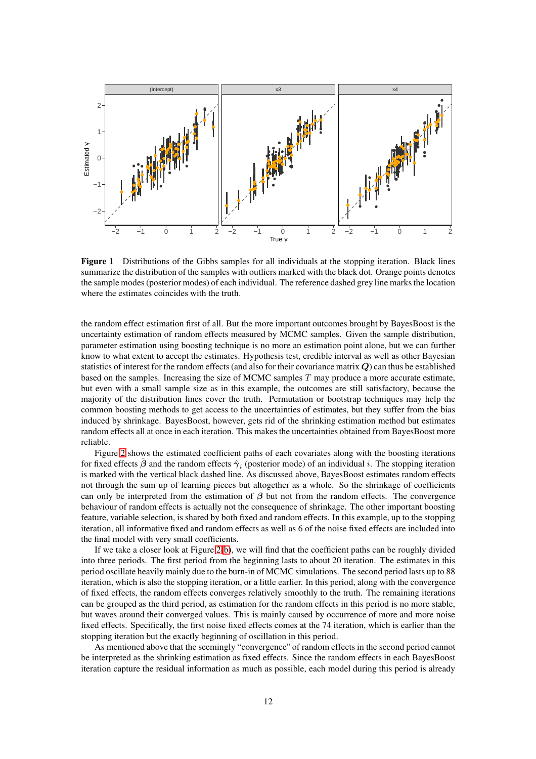**Figure 1** Distributions of the Gibbs samples for all individuals at the stopping iteration. Black lines summarize the distribution of the samples with outliers marked with the black dot. Orange points denotes the sample modes (posterior modes) of each individual. The reference dashed grey line marks the location where the estimates coincides with the truth.

the random effect estimation first of all. But the more important outcomes brought by BayesBoost is the uncertainty estimation of random effects measured by MCMC samples. Given the sample distribution, parameter estimation using boosting technique is no more an estimation point alone, but we can further know to what extent to accept the estimates. Hypothesis test, credible interval as well as other Bayesian statistics of interest for the random effects (and also for their covariance matrix $\boldsymbol{Q}$) can thus be established based on the samples. Increasing the size of MCMC samples $T$ may produce a more accurate estimate, but even with a small sample size as in this example, the outcomes are still satisfactory, because the majority of the distribution lines cover the truth. Permutation or bootstrap techniques may help the common boosting methods to get access to the uncertainties of estimates, but they suffer from the bias induced by shrinkage. BayesBoost, however, gets rid of the shrinking estimation method but estimates random effects all at once in each iteration. This makes the uncertainties obtained from BayesBoost more reliable.

Figure 2 shows the estimated coefficient paths of each covariates along with the boosting iterations for fixed effects $\hat{\boldsymbol{\beta}}$ and the random effects $\hat{\boldsymbol{\gamma}}_i$ (posterior mode) of an individual $i$. The stopping iteration is marked with the vertical black dashed line. As discussed above, BayesBoost estimates random effects not through the sum up of learning pieces but altogether as a whole. So the shrinkage of coefficients can only be interpreted from the estimation of $\boldsymbol{\beta}$ but not from the random effects. The convergence behaviour of random effects is actually not the consequence of shrinkage. The other important boosting feature, variable selection, is shared by both fixed and random effects. In this example, up to the stopping iteration, all informative fixed and random effects as well as 6 of the noise fixed effects are included into the final model with very small coefficients.

If we take a closer look at Figure 2(b), we will find that the coefficient paths can be roughly divided into three periods. The first period from the beginning lasts to about 20 iteration. The estimates in this period oscillate heavily mainly due to the burn-in of MCMC simulations. The second period lasts up to 88 iteration, which is also the stopping iteration, or a little earlier. In this period, along with the convergence of fixed effects, the random effects converges relatively smoothly to the truth. The remaining iterations can be grouped as the third period, as estimation for the random effects in this period is no more stable, but waves around their converged values. This is mainly caused by occurrence of more and more noise fixed effects. Specifically, the first noise fixed effects comes at the 74 iteration, which is earlier than the stopping iteration but the exactly beginning of oscillation in this period.

As mentioned above that the seemingly "convergence" of random effects in the second period cannot be interpreted as the shrinking estimation as fixed effects. Since the random effects in each BayesBoost iteration capture the residual information as much as possible, each model during this period is already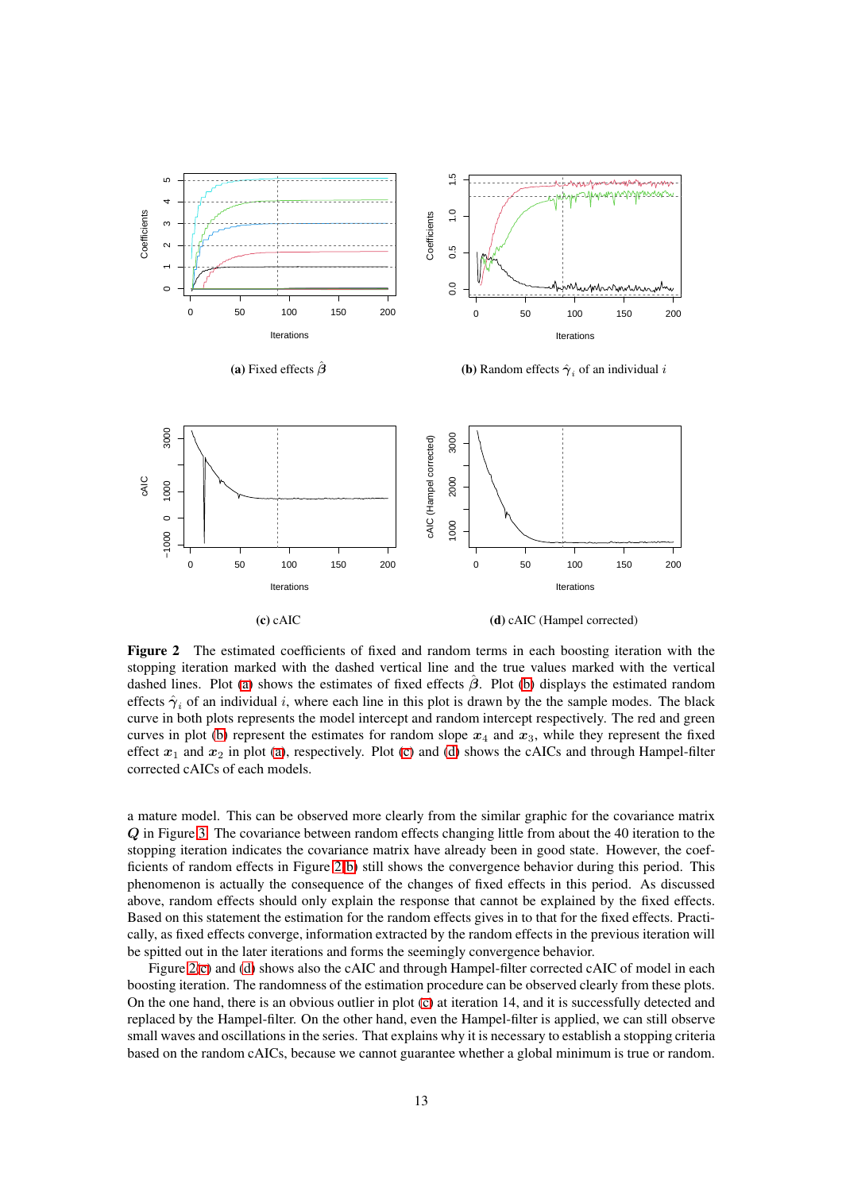(a) Fixed effects $\hat{\boldsymbol{\beta}}$

(b) Random effects $\hat{\boldsymbol{\gamma}}_i$ of an individual $i$

(c) cAIC

(d) cAIC (Hampel corrected)

**Figure 2** The estimated coefficients of fixed and random terms in each boosting iteration with the stopping iteration marked with the dashed vertical line and the true values marked with the vertical dashed lines. Plot (a) shows the estimates of fixed effects $\hat{\boldsymbol{\beta}}$. Plot (b) displays the estimated random effects $\hat{\boldsymbol{\gamma}}_i$ of an individual $i$, where each line in this plot is drawn by the the sample modes. The black curve in both plots represents the model intercept and random intercept respectively. The red and green curves in plot (b) represent the estimates for random slope $\boldsymbol{x}_4$ and $\boldsymbol{x}_3$, while they represent the fixed effect $\boldsymbol{x}_1$ and $\boldsymbol{x}_2$ in plot (a), respectively. Plot (c) and (d) shows the cAICs and through Hampel-filter corrected cAICs of each models.

a mature model. This can be observed more clearly from the similar graphic for the covariance matrix $\boldsymbol{Q}$ in Figure 3. The covariance between random effects changing little from about the 40 iteration to the stopping iteration indicates the covariance matrix have already been in good state. However, the coefficients of random effects in Figure 2(b) still shows the convergence behavior during this period. This phenomenon is actually the consequence of the changes of fixed effects in this period. As discussed above, random effects should only explain the response that cannot be explained by the fixed effects. Based on this statement the estimation for the random effects gives in to that for the fixed effects. Practically, as fixed effects converge, information extracted by the random effects in the previous iteration will be spitted out in the later iterations and forms the seemingly convergence behavior.

Figure 2(c) and (d) shows also the cAIC and through Hampel-filter corrected cAIC of model in each boosting iteration. The randomness of the estimation procedure can be observed clearly from these plots. On the one hand, there is an obvious outlier in plot (c) at iteration 14, and it is successfully detected and replaced by the Hampel-filter. On the other hand, even the Hampel-filter is applied, we can still observe small waves and oscillations in the series. That explains why it is necessary to establish a stopping criteria based on the random cAICs, because we cannot guarantee whether a global minimum is true or random.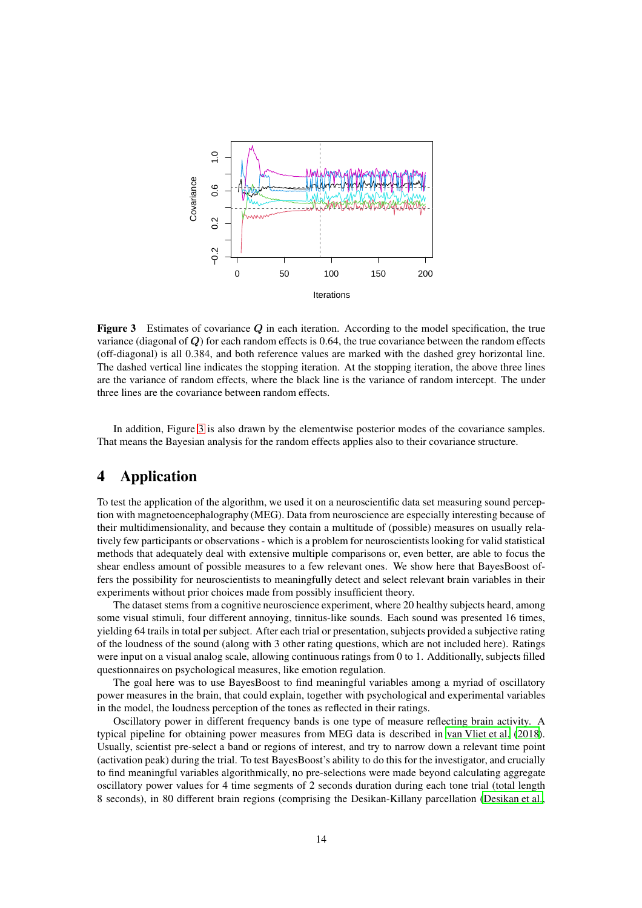**Figure 3** Estimates of covariance $Q$ in each iteration. According to the model specification, the true variance (diagonal of $Q$) for each random effects is 0.64, the true covariance between the random effects (off-diagonal) is all 0.384, and both reference values are marked with the dashed grey horizontal line. The dashed vertical line indicates the stopping iteration. At the stopping iteration, the above three lines are the variance of random effects, where the black line is the variance of random intercept. The under three lines are the covariance between random effects.

In addition, Figure 3 is also drawn by the elementwise posterior modes of the covariance samples. That means the Bayesian analysis for the random effects applies also to their covariance structure.

# 4 Application

To test the application of the algorithm, we used it on a neuroscientific data set measuring sound perception with magnetoencephalography (MEG). Data from neuroscience are especially interesting because of their multidimensionality, and because they contain a multitude of (possible) measures on usually relatively few participants or observations - which is a problem for neuroscientists looking for valid statistical methods that adequately deal with extensive multiple comparisons or, even better, are able to focus the shear endless amount of possible measures to a few relevant ones. We show here that BayesBoost offers the possibility for neuroscientists to meaningfully detect and select relevant brain variables in their experiments without prior choices made from possibly insufficient theory.

The dataset stems from a cognitive neuroscience experiment, where 20 healthy subjects heard, among some visual stimuli, four different annoying, tinnitus-like sounds. Each sound was presented 16 times, yielding 64 trails in total per subject. After each trial or presentation, subjects provided a subjective rating of the loudness of the sound (along with 3 other rating questions, which are not included here). Ratings were input on a visual analog scale, allowing continuous ratings from 0 to 1. Additionally, subjects filled questionnaires on psychological measures, like emotion regulation.

The goal here was to use BayesBoost to find meaningful variables among a myriad of oscillatory power measures in the brain, that could explain, together with psychological and experimental variables in the model, the loudness perception of the tones as reflected in their ratings.

Oscillatory power in different frequency bands is one type of measure reflecting brain activity. A typical pipeline for obtaining power measures from MEG data is described in van Vliet et al. (2018). Usually, scientist pre-select a band or regions of interest, and try to narrow down a relevant time point (activation peak) during the trial. To test BayesBoost's ability to do this for the investigator, and crucially to find meaningful variables algorithmically, no pre-selections were made beyond calculating aggregate oscillatory power values for 4 time segments of 2 seconds duration during each tone trial (total length 8 seconds), in 80 different brain regions (comprising the Desikan-Killany parcellation (Desikan et al.,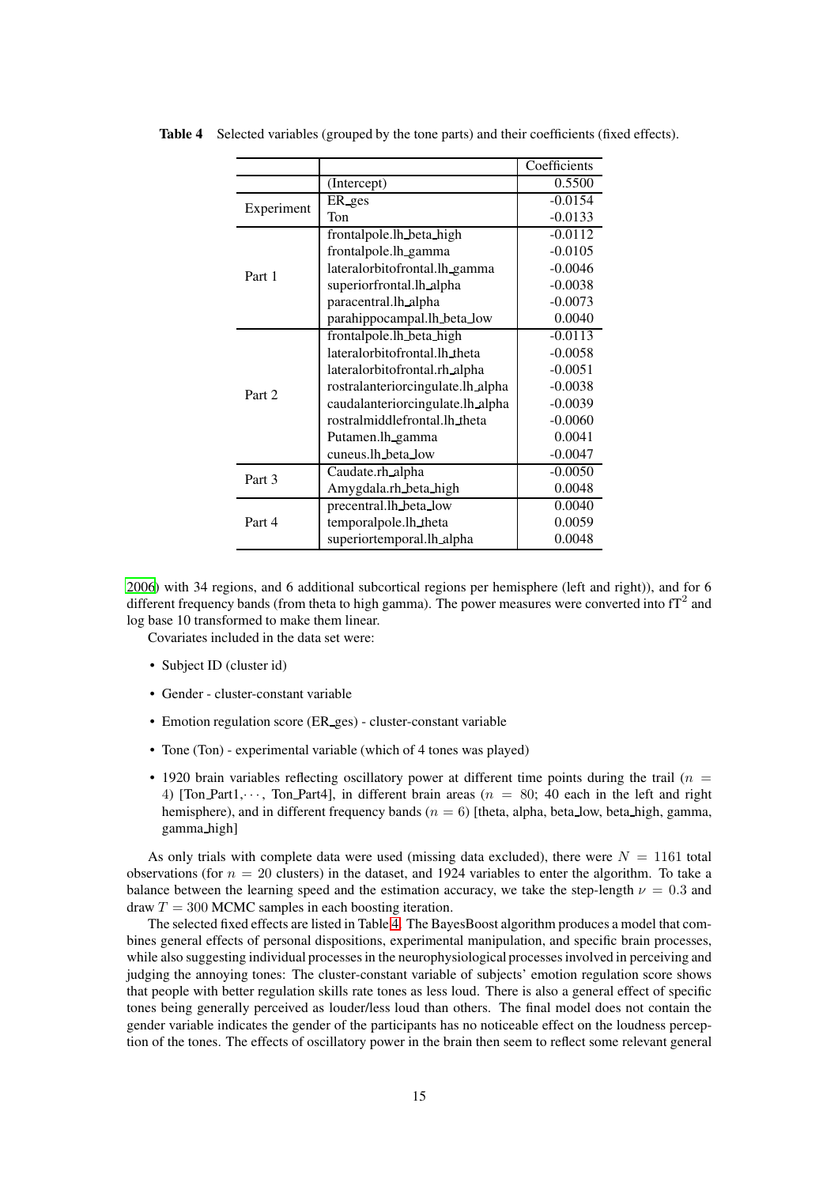**Table 4** Selected variables (grouped by the tone parts) and their coefficients (fixed effects).

| | | Coefficients |
|---|---|---|
| | (Intercept) | 0.5500 |
| Experiment | ER_ges | -0.0154 |
| | Ton | -0.0133 |
| Part 1 | frontalpole.lh_beta_high | -0.0112 |
| | frontalpole.lh_gamma | -0.0105 |
| | lateralorbitofrontal.lh_gamma | -0.0046 |
| | superiorfrontal.lh_alpha | -0.0038 |
| | paracentral.lh_alpha | -0.0073 |
| | parahippocampal.lh_beta_low | 0.0040 |
| Part 2 | frontalpole.lh_beta_high | -0.0113 |
| | lateralorbitofrontal.lh_theta | -0.0058 |
| | lateralorbitofrontal.rh_alpha | -0.0051 |
| | rostralanteriorcingulate.lh_alpha | -0.0038 |
| | caudalanteriorcingulate.lh_alpha | -0.0039 |
| | rostralmiddlefrontal.lh_theta | -0.0060 |
| | Putamen.lh_gamma | 0.0041 |
| | cuneus.lh_beta_low | -0.0047 |
| Part 3 | Caudate.rh_alpha | -0.0050 |
| | Amygdala.rh_beta_high | 0.0048 |
| Part 4 | precentral.lh_beta_low | 0.0040 |
| | temporalpole.lh_theta | 0.0059 |
| | superiortemporal.lh_alpha | 0.0048 |

2006) with 34 regions, and 6 additional subcortical regions per hemisphere (left and right)), and for 6 different frequency bands (from theta to high gamma). The power measures were converted into $\mathrm{fT}^2$ and log base 10 transformed to make them linear.

Covariates included in the data set were:

- Subject ID (cluster id)
- Gender - cluster-constant variable
- Emotion regulation score (ER_ges) - cluster-constant variable
- Tone (Ton) - experimental variable (which of 4 tones was played)
- 1920 brain variables reflecting oscillatory power at different time points during the trail ($n = 4$) [Ton_Part1, $\cdots$, Ton_Part4], in different brain areas ($n = 80$; 40 each in the left and right hemisphere), and in different frequency bands ($n = 6$) [theta, alpha, beta_low, beta_high, gamma, gamma_high]

As only trials with complete data were used (missing data excluded), there were $N = 1161$ total observations (for $n = 20$ clusters) in the dataset, and 1924 variables to enter the algorithm. To take a balance between the learning speed and the estimation accuracy, we take the step-length $\nu = 0.3$ and draw $T = 300$ MCMC samples in each boosting iteration.

The selected fixed effects are listed in Table 4. The BayesBoost algorithm produces a model that combines general effects of personal dispositions, experimental manipulation, and specific brain processes, while also suggesting individual processes in the neurophysiological processes involved in perceiving and judging the annoying tones: The cluster-constant variable of subjects' emotion regulation score shows that people with better regulation skills rate tones as less loud. There is also a general effect of specific tones being generally perceived as louder/less loud than others. The final model does not contain the gender variable indicates the gender of the participants has no noticeable effect on the loudness perception of the tones. The effects of oscillatory power in the brain then seem to reflect some relevant general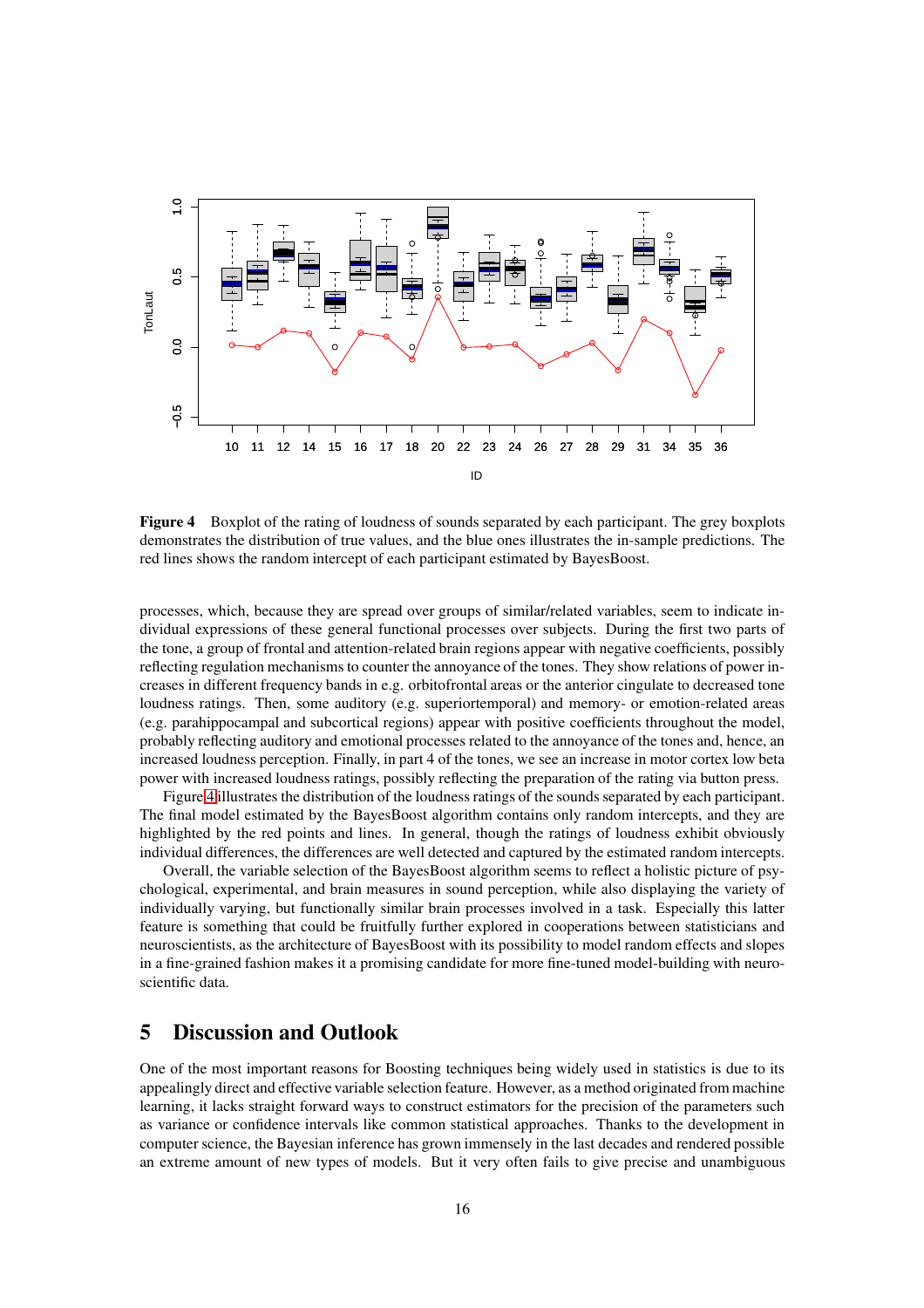**Figure 4** Boxplot of the rating of loudness of sounds separated by each participant. The grey boxplots demonstrates the distribution of true values, and the blue ones illustrates the in-sample predictions. The red lines shows the random intercept of each participant estimated by BayesBoost.

processes, which, because they are spread over groups of similar/related variables, seem to indicate individual expressions of these general functional processes over subjects. During the first two parts of the tone, a group of frontal and attention-related brain regions appear with negative coefficients, possibly reflecting regulation mechanisms to counter the annoyance of the tones. They show relations of power increases in different frequency bands in e.g. orbitofrontal areas or the anterior cingulate to decreased tone loudness ratings. Then, some auditory (e.g. superiortemporal) and memory- or emotion-related areas (e.g. parahippocampal and subcortical regions) appear with positive coefficients throughout the model, probably reflecting auditory and emotional processes related to the annoyance of the tones and, hence, an increased loudness perception. Finally, in part 4 of the tones, we see an increase in motor cortex low beta power with increased loudness ratings, possibly reflecting the preparation of the rating via button press.

Figure 4 illustrates the distribution of the loudness ratings of the sounds separated by each participant. The final model estimated by the BayesBoost algorithm contains only random intercepts, and they are highlighted by the red points and lines. In general, though the ratings of loudness exhibit obviously individual differences, the differences are well detected and captured by the estimated random intercepts.

Overall, the variable selection of the BayesBoost algorithm seems to reflect a holistic picture of psychological, experimental, and brain measures in sound perception, while also displaying the variety of individually varying, but functionally similar brain processes involved in a task. Especially this latter feature is something that could be fruitfully further explored in cooperations between statisticians and neuroscientists, as the architecture of BayesBoost with its possibility to model random effects and slopes in a fine-grained fashion makes it a promising candidate for more fine-tuned model-building with neuroscientific data.

## 5 Discussion and Outlook

One of the most important reasons for Boosting techniques being widely used in statistics is due to its appealingly direct and effective variable selection feature. However, as a method originated from machine learning, it lacks straight forward ways to construct estimators for the precision of the parameters such as variance or confidence intervals like common statistical approaches. Thanks to the development in computer science, the Bayesian inference has grown immensely in the last decades and rendered possible an extreme amount of new types of models. But it very often fails to give precise and unambiguous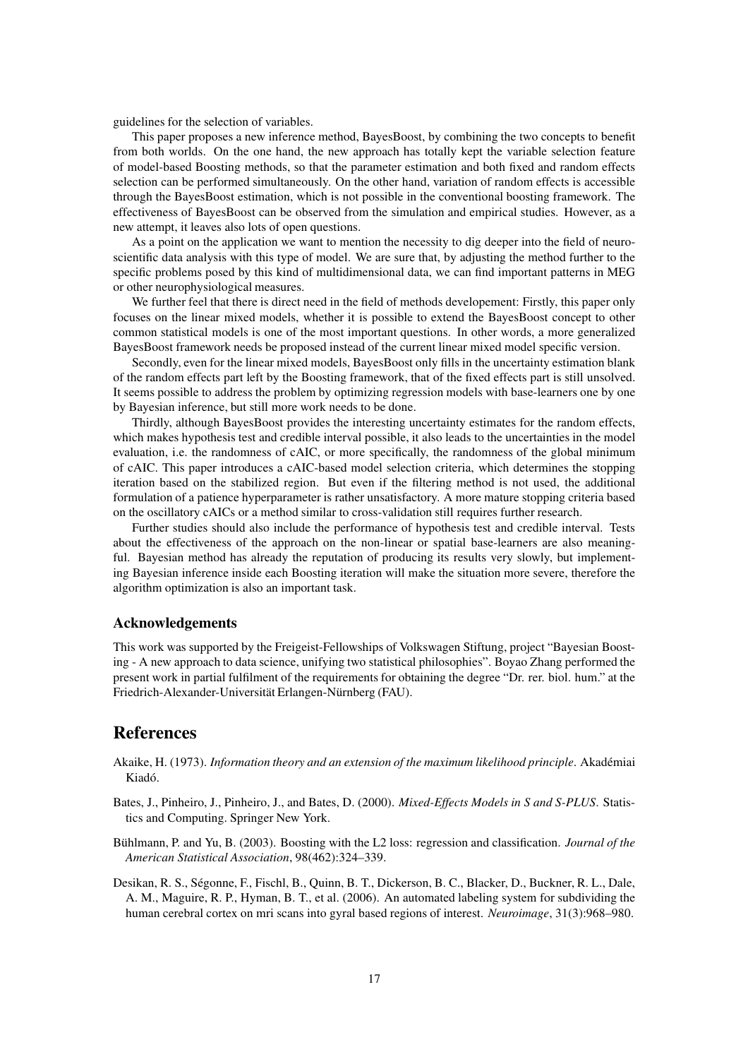guidelines for the selection of variables.

This paper proposes a new inference method, BayesBoost, by combining the two concepts to benefit from both worlds. On the one hand, the new approach has totally kept the variable selection feature of model-based Boosting methods, so that the parameter estimation and both fixed and random effects selection can be performed simultaneously. On the other hand, variation of random effects is accessible through the BayesBoost estimation, which is not possible in the conventional boosting framework. The effectiveness of BayesBoost can be observed from the simulation and empirical studies. However, as a new attempt, it leaves also lots of open questions.

As a point on the application we want to mention the necessity to dig deeper into the field of neuroscientific data analysis with this type of model. We are sure that, by adjusting the method further to the specific problems posed by this kind of multidimensional data, we can find important patterns in MEG or other neurophysiological measures.

We further feel that there is direct need in the field of methods developement: Firstly, this paper only focuses on the linear mixed models, whether it is possible to extend the BayesBoost concept to other common statistical models is one of the most important questions. In other words, a more generalized BayesBoost framework needs be proposed instead of the current linear mixed model specific version.

Secondly, even for the linear mixed models, BayesBoost only fills in the uncertainty estimation blank of the random effects part left by the Boosting framework, that of the fixed effects part is still unsolved. It seems possible to address the problem by optimizing regression models with base-learners one by one by Bayesian inference, but still more work needs to be done.

Thirdly, although BayesBoost provides the interesting uncertainty estimates for the random effects, which makes hypothesis test and credible interval possible, it also leads to the uncertainties in the model evaluation, i.e. the randomness of cAIC, or more specifically, the randomness of the global minimum of cAIC. This paper introduces a cAIC-based model selection criteria, which determines the stopping iteration based on the stabilized region. But even if the filtering method is not used, the additional formulation of a patience hyperparameter is rather unsatisfactory. A more mature stopping criteria based on the oscillatory cAICs or a method similar to cross-validation still requires further research.

Further studies should also include the performance of hypothesis test and credible interval. Tests about the effectiveness of the approach on the non-linear or spatial base-learners are also meaningful. Bayesian method has already the reputation of producing its results very slowly, but implementing Bayesian inference inside each Boosting iteration will make the situation more severe, therefore the algorithm optimization is also an important task.

### Acknowledgements

This work was supported by the Freigeist-Fellowships of Volkswagen Stiftung, project "Bayesian Boosting - A new approach to data science, unifying two statistical philosophies". Boyao Zhang performed the present work in partial fulfilment of the requirements for obtaining the degree "Dr. rer. biol. hum." at the Friedrich-Alexander-Universität Erlangen-Nürnberg (FAU).

## References

Akaike, H. (1973). *Information theory and an extension of the maximum likelihood principle*. Akadémiai Kiadó.

Bates, J., Pinheiro, J., Pinheiro, J., and Bates, D. (2000). *Mixed-Effects Models in S and S-PLUS*. Statistics and Computing. Springer New York.

Bühlmann, P. and Yu, B. (2003). Boosting with the L2 loss: regression and classification. *Journal of the American Statistical Association*, 98(462):324–339.

Desikan, R. S., Ségonne, F., Fischl, B., Quinn, B. T., Dickerson, B. C., Blacker, D., Buckner, R. L., Dale, A. M., Maguire, R. P., Hyman, B. T., et al. (2006). An automated labeling system for subdividing the human cerebral cortex on mri scans into gyral based regions of interest. *Neuroimage*, 31(3):968–980.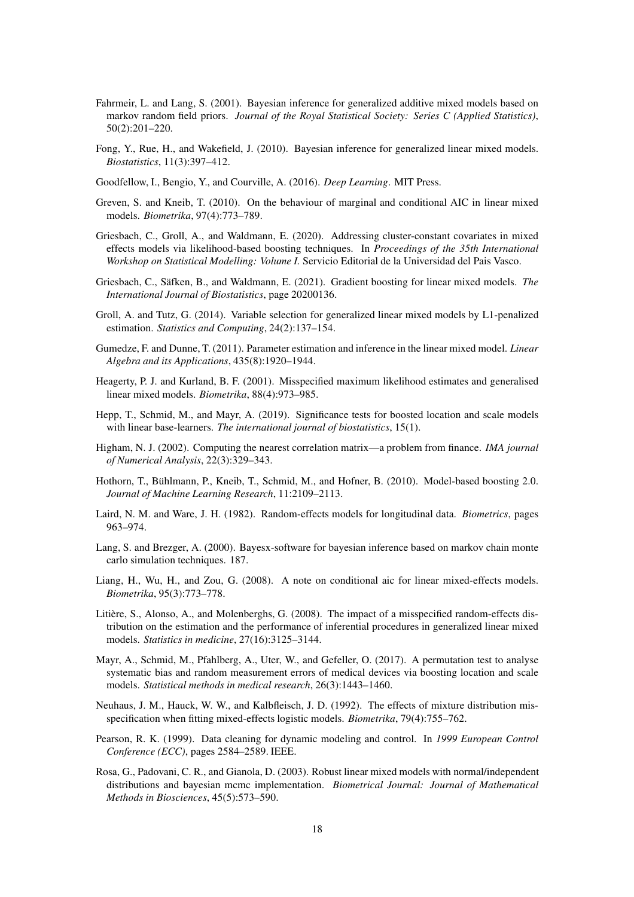Fahrmeir, L. and Lang, S. (2001). Bayesian inference for generalized additive mixed models based on markov random field priors. *Journal of the Royal Statistical Society: Series C (Applied Statistics)*, 50(2):201–220.

Fong, Y., Rue, H., and Wakefield, J. (2010). Bayesian inference for generalized linear mixed models. *Biostatistics*, 11(3):397–412.

Goodfellow, I., Bengio, Y., and Courville, A. (2016). *Deep Learning*. MIT Press.

Greven, S. and Kneib, T. (2010). On the behaviour of marginal and conditional AIC in linear mixed models. *Biometrika*, 97(4):773–789.

Griesbach, C., Groll, A., and Waldmann, E. (2020). Addressing cluster-constant covariates in mixed effects models via likelihood-based boosting techniques. In *Proceedings of the 35th International Workshop on Statistical Modelling: Volume I*. Servicio Editorial de la Universidad del Pais Vasco.

Griesbach, C., Säfken, B., and Waldmann, E. (2021). Gradient boosting for linear mixed models. *The International Journal of Biostatistics*, page 20200136.

Groll, A. and Tutz, G. (2014). Variable selection for generalized linear mixed models by L1-penalized estimation. *Statistics and Computing*, 24(2):137–154.

Gumedze, F. and Dunne, T. (2011). Parameter estimation and inference in the linear mixed model. *Linear Algebra and its Applications*, 435(8):1920–1944.

Heagerty, P. J. and Kurland, B. F. (2001). Misspecified maximum likelihood estimates and generalised linear mixed models. *Biometrika*, 88(4):973–985.

Hepp, T., Schmid, M., and Mayr, A. (2019). Significance tests for boosted location and scale models with linear base-learners. *The international journal of biostatistics*, 15(1).

Higham, N. J. (2002). Computing the nearest correlation matrix—a problem from finance. *IMA journal of Numerical Analysis*, 22(3):329–343.

Hothorn, T., Bühlmann, P., Kneib, T., Schmid, M., and Hofner, B. (2010). Model-based boosting 2.0. *Journal of Machine Learning Research*, 11:2109–2113.

Laird, N. M. and Ware, J. H. (1982). Random-effects models for longitudinal data. *Biometrics*, pages 963–974.

Lang, S. and Brezger, A. (2000). Bayesx-software for bayesian inference based on markov chain monte carlo simulation techniques. 187.

Liang, H., Wu, H., and Zou, G. (2008). A note on conditional aic for linear mixed-effects models. *Biometrika*, 95(3):773–778.

Litière, S., Alonso, A., and Molenberghs, G. (2008). The impact of a misspecified random-effects distribution on the estimation and the performance of inferential procedures in generalized linear mixed models. *Statistics in medicine*, 27(16):3125–3144.

Mayr, A., Schmid, M., Pfahlberg, A., Uter, W., and Gefeller, O. (2017). A permutation test to analyse systematic bias and random measurement errors of medical devices via boosting location and scale models. *Statistical methods in medical research*, 26(3):1443–1460.

Neuhaus, J. M., Hauck, W. W., and Kalbfleisch, J. D. (1992). The effects of mixture distribution misspecification when fitting mixed-effects logistic models. *Biometrika*, 79(4):755–762.

Pearson, R. K. (1999). Data cleaning for dynamic modeling and control. In *1999 European Control Conference (ECC)*, pages 2584–2589. IEEE.

Rosa, G., Padovani, C. R., and Gianola, D. (2003). Robust linear mixed models with normal/independent distributions and bayesian mcmc implementation. *Biometrical Journal: Journal of Mathematical Methods in Biosciences*, 45(5):573–590.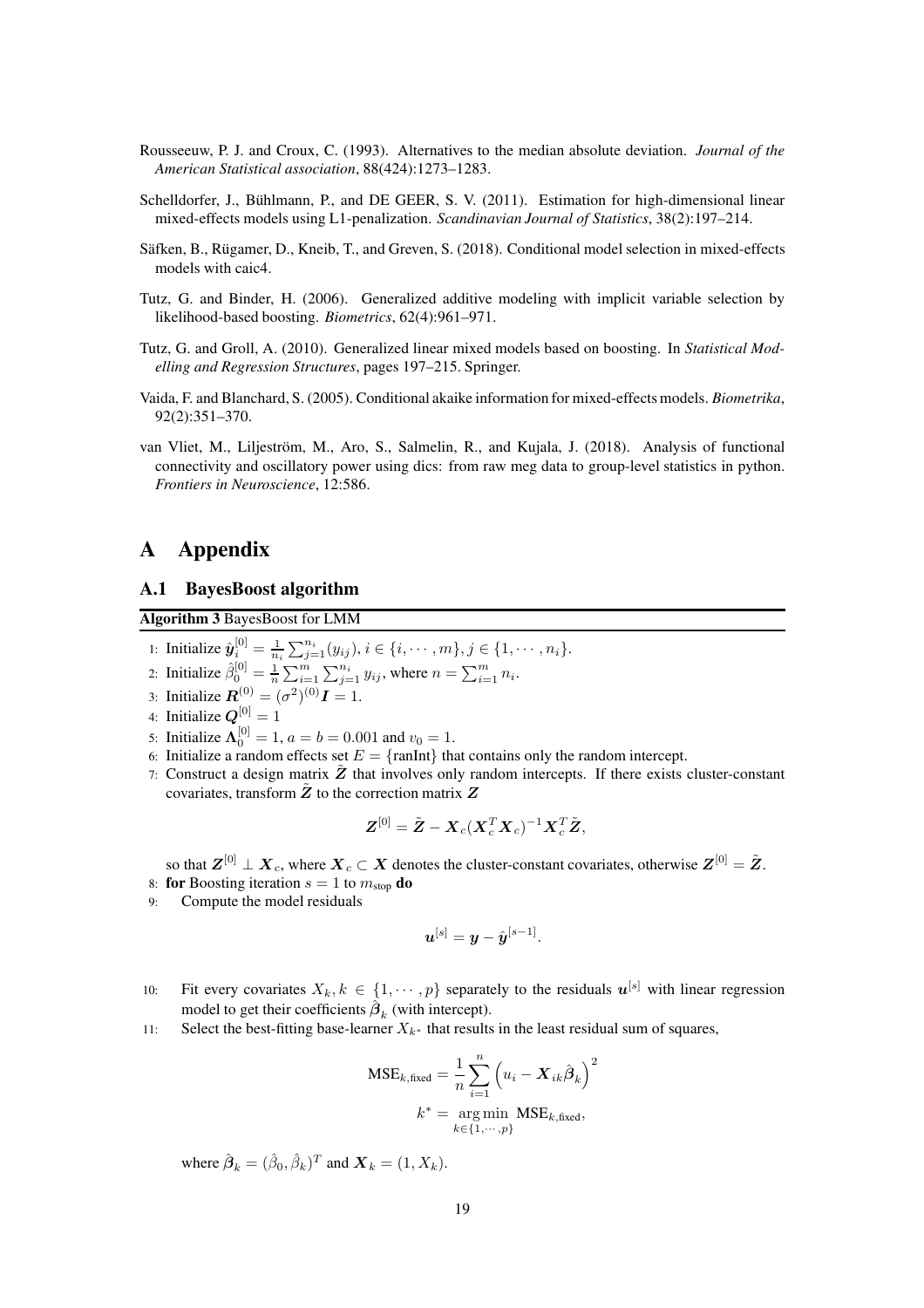Rousseeuw, P. J. and Croux, C. (1993). Alternatives to the median absolute deviation. *Journal of the American Statistical association*, 88(424):1273–1283.

Schelldorfer, J., Bühlmann, P., and DE GEER, S. V. (2011). Estimation for high-dimensional linear mixed-effects models using L1-penalization. *Scandinavian Journal of Statistics*, 38(2):197–214.

Säfken, B., Rügamer, D., Kneib, T., and Greven, S. (2018). Conditional model selection in mixed-effects models with caic4.

Tutz, G. and Binder, H. (2006). Generalized additive modeling with implicit variable selection by likelihood-based boosting. *Biometrics*, 62(4):961–971.

Tutz, G. and Groll, A. (2010). Generalized linear mixed models based on boosting. In *Statistical Modelling and Regression Structures*, pages 197–215. Springer.

Vaida, F. and Blanchard, S. (2005). Conditional akaike information for mixed-effects models. *Biometrika*, 92(2):351–370.

van Vliet, M., Liljeström, M., Aro, S., Salmelin, R., and Kujala, J. (2018). Analysis of functional connectivity and oscillatory power using dics: from raw meg data to group-level statistics in python. *Frontiers in Neuroscience*, 12:586.

# A Appendix

## A.1 BayesBoost algorithm

**Algorithm 3** BayesBoost for LMM

1: Initialize $\hat{\boldsymbol{y}}_i^{[0]} = \frac{1}{n_i}\sum_{j=1}^{n_i}(y_{ij}),\ i \in \{i, \cdots, m\}, j \in \{1, \cdots, n_i\}$.

2: Initialize $\hat{\beta}_0^{[0]} = \frac{1}{n}\sum_{i=1}^{m}\sum_{j=1}^{n_i} y_{ij}$, where $n = \sum_{i=1}^{m} n_i$.

3: Initialize $\boldsymbol{R}^{(0)} = (\sigma^2)^{(0)}\boldsymbol{I} = 1$.

4: Initialize $\boldsymbol{Q}^{[0]} = 1$

5: Initialize $\boldsymbol{\Lambda}_0^{[0]} = 1$, $a = b = 0.001$ and $v_0 = 1$.

6: Initialize a random effects set $E = \{\text{ranInt}\}$ that contains only the random intercept.

7: Construct a design matrix $\tilde{\boldsymbol{Z}}$ that involves only random intercepts. If there exists cluster-constant covariates, transform $\tilde{\boldsymbol{Z}}$ to the correction matrix $\boldsymbol{Z}$

$$\boldsymbol{Z}^{[0]} = \tilde{\boldsymbol{Z}} - \boldsymbol{X}_c(\boldsymbol{X}_c^T\boldsymbol{X}_c)^{-1}\boldsymbol{X}_c^T\tilde{\boldsymbol{Z}},$$

so that $\boldsymbol{Z}^{[0]} \perp \boldsymbol{X}_c$, where $\boldsymbol{X}_c \subset \boldsymbol{X}$ denotes the cluster-constant covariates, otherwise $\boldsymbol{Z}^{[0]} = \tilde{\boldsymbol{Z}}$.

8: **for** Boosting iteration $s = 1$ to $m_{\text{stop}}$ **do**

9: Compute the model residuals

$$\boldsymbol{u}^{[s]} = \boldsymbol{y} - \hat{\boldsymbol{y}}^{[s-1]}.$$

10: Fit every covariates $X_k, k \in \{1, \cdots, p\}$ separately to the residuals $\boldsymbol{u}^{[s]}$ with linear regression model to get their coefficients $\hat{\boldsymbol{\beta}}_k$ (with intercept).

11: Select the best-fitting base-learner $X_{k^*}$ that results in the least residual sum of squares,

$$\text{MSE}_{k,\text{fixed}} = \frac{1}{n}\sum_{i=1}^{n}\left(u_i - \boldsymbol{X}_{ik}\hat{\boldsymbol{\beta}}_k\right)^2$$
$$k^* = \underset{k \in \{1,\cdots,p\}}{\arg\min}\ \text{MSE}_{k,\text{fixed}},$$

where $\hat{\boldsymbol{\beta}}_k = (\hat{\beta}_0, \hat{\beta}_k)^T$ and $\boldsymbol{X}_k = (1, X_k)$.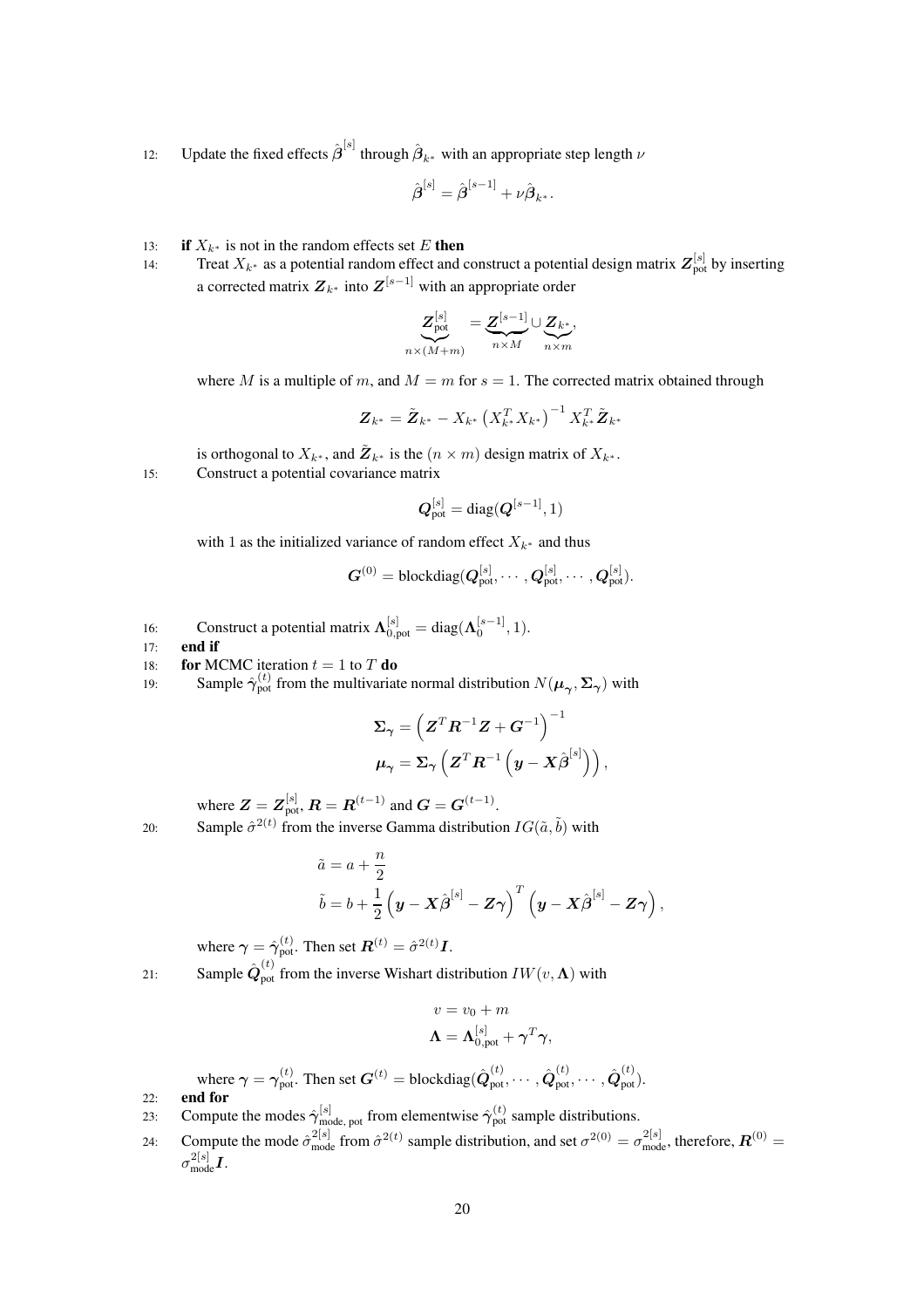12: Update the fixed effects $\hat{\boldsymbol{\beta}}^{[s]}$ through $\hat{\boldsymbol{\beta}}_{k^*}$ with an appropriate step length $\nu$

$$\hat{\boldsymbol{\beta}}^{[s]} = \hat{\boldsymbol{\beta}}^{[s-1]} + \nu \hat{\boldsymbol{\beta}}_{k^*}.$$

13: **if** $X_{k^*}$ is not in the random effects set $E$ **then**

14: Treat $X_{k^*}$ as a potential random effect and construct a potential design matrix $\boldsymbol{Z}_{\text{pot}}^{[s]}$ by inserting a corrected matrix $\boldsymbol{Z}_{k^*}$ into $\boldsymbol{Z}^{[s-1]}$ with an appropriate order

$$\underbrace{\boldsymbol{Z}_{\text{pot}}^{[s]}}_{n \times (M+m)} = \underbrace{\boldsymbol{Z}^{[s-1]}}_{n \times M} \cup \underbrace{\boldsymbol{Z}_{k^*}}_{n \times m},$$

where $M$ is a multiple of $m$, and $M = m$ for $s = 1$. The corrected matrix obtained through

$$\boldsymbol{Z}_{k^*} = \tilde{\boldsymbol{Z}}_{k^*} - X_{k^*} \left( X_{k^*}^T X_{k^*} \right)^{-1} X_{k^*}^T \tilde{\boldsymbol{Z}}_{k^*}$$

is orthogonal to $X_{k^*}$, and $\tilde{\boldsymbol{Z}}_{k^*}$ is the $(n \times m)$ design matrix of $X_{k^*}$.

15: Construct a potential covariance matrix

$$\boldsymbol{Q}_{\text{pot}}^{[s]} = \text{diag}(\boldsymbol{Q}^{[s-1]}, 1)$$

with 1 as the initialized variance of random effect $X_{k^*}$ and thus

$$\boldsymbol{G}^{(0)} = \text{blockdiag}(\boldsymbol{Q}_{\text{pot}}^{[s]}, \cdots, \boldsymbol{Q}_{\text{pot}}^{[s]}, \cdots, \boldsymbol{Q}_{\text{pot}}^{[s]}).$$

16: Construct a potential matrix $\boldsymbol{\Lambda}_{0,\text{pot}}^{[s]} = \text{diag}(\boldsymbol{\Lambda}_0^{[s-1]}, 1)$.

17: **end if**

18: **for** MCMC iteration $t = 1$ to $T$ **do**

19: Sample $\hat{\boldsymbol{\gamma}}_{\text{pot}}^{(t)}$ from the multivariate normal distribution $N(\boldsymbol{\mu}_{\boldsymbol{\gamma}}, \boldsymbol{\Sigma}_{\boldsymbol{\gamma}})$ with

$$\boldsymbol{\Sigma}_{\boldsymbol{\gamma}} = \left( \boldsymbol{Z}^T \boldsymbol{R}^{-1} \boldsymbol{Z} + \boldsymbol{G}^{-1} \right)^{-1}$$
$$\boldsymbol{\mu}_{\boldsymbol{\gamma}} = \boldsymbol{\Sigma}_{\boldsymbol{\gamma}} \left( \boldsymbol{Z}^T \boldsymbol{R}^{-1} \left( \boldsymbol{y} - \boldsymbol{X} \hat{\boldsymbol{\beta}}^{[s]} \right) \right),$$

where $\boldsymbol{Z} = \boldsymbol{Z}_{\text{pot}}^{[s]}$, $\boldsymbol{R} = \boldsymbol{R}^{(t-1)}$ and $\boldsymbol{G} = \boldsymbol{G}^{(t-1)}$.

20: Sample $\hat{\sigma}^{2(t)}$ from the inverse Gamma distribution $IG(\tilde{a}, \tilde{b})$ with

$$\tilde{a} = a + \frac{n}{2}$$
$$\tilde{b} = b + \frac{1}{2} \left( \boldsymbol{y} - \boldsymbol{X} \hat{\boldsymbol{\beta}}^{[s]} - \boldsymbol{Z} \boldsymbol{\gamma} \right)^T \left( \boldsymbol{y} - \boldsymbol{X} \hat{\boldsymbol{\beta}}^{[s]} - \boldsymbol{Z} \boldsymbol{\gamma} \right),$$

where $\boldsymbol{\gamma} = \hat{\boldsymbol{\gamma}}_{\text{pot}}^{(t)}$. Then set $\boldsymbol{R}^{(t)} = \hat{\sigma}^{2(t)} \boldsymbol{I}$.

21: Sample $\hat{\boldsymbol{Q}}_{\text{pot}}^{(t)}$ from the inverse Wishart distribution $IW(v, \boldsymbol{\Lambda})$ with

$$v = v_0 + m$$
$$\boldsymbol{\Lambda} = \boldsymbol{\Lambda}_{0,\text{pot}}^{[s]} + \boldsymbol{\gamma}^T \boldsymbol{\gamma},$$

where $\boldsymbol{\gamma} = \boldsymbol{\gamma}_{\text{pot}}^{(t)}$. Then set $\boldsymbol{G}^{(t)} = \text{blockdiag}(\hat{\boldsymbol{Q}}_{\text{pot}}^{(t)}, \cdots, \hat{\boldsymbol{Q}}_{\text{pot}}^{(t)}, \cdots, \hat{\boldsymbol{Q}}_{\text{pot}}^{(t)})$.

22: **end for**

23: Compute the modes $\hat{\boldsymbol{\gamma}}_{\text{mode, pot}}^{[s]}$ from elementwise $\hat{\boldsymbol{\gamma}}_{\text{pot}}^{(t)}$ sample distributions.

24: Compute the mode $\hat{\sigma}_{\text{mode}}^{2[s]}$ from $\hat{\sigma}^{2(t)}$ sample distribution, and set $\sigma^{2(0)} = \sigma_{\text{mode}}^{2[s]}$, therefore, $\boldsymbol{R}^{(0)} = \sigma_{\text{mode}}^{2[s]} \boldsymbol{I}$.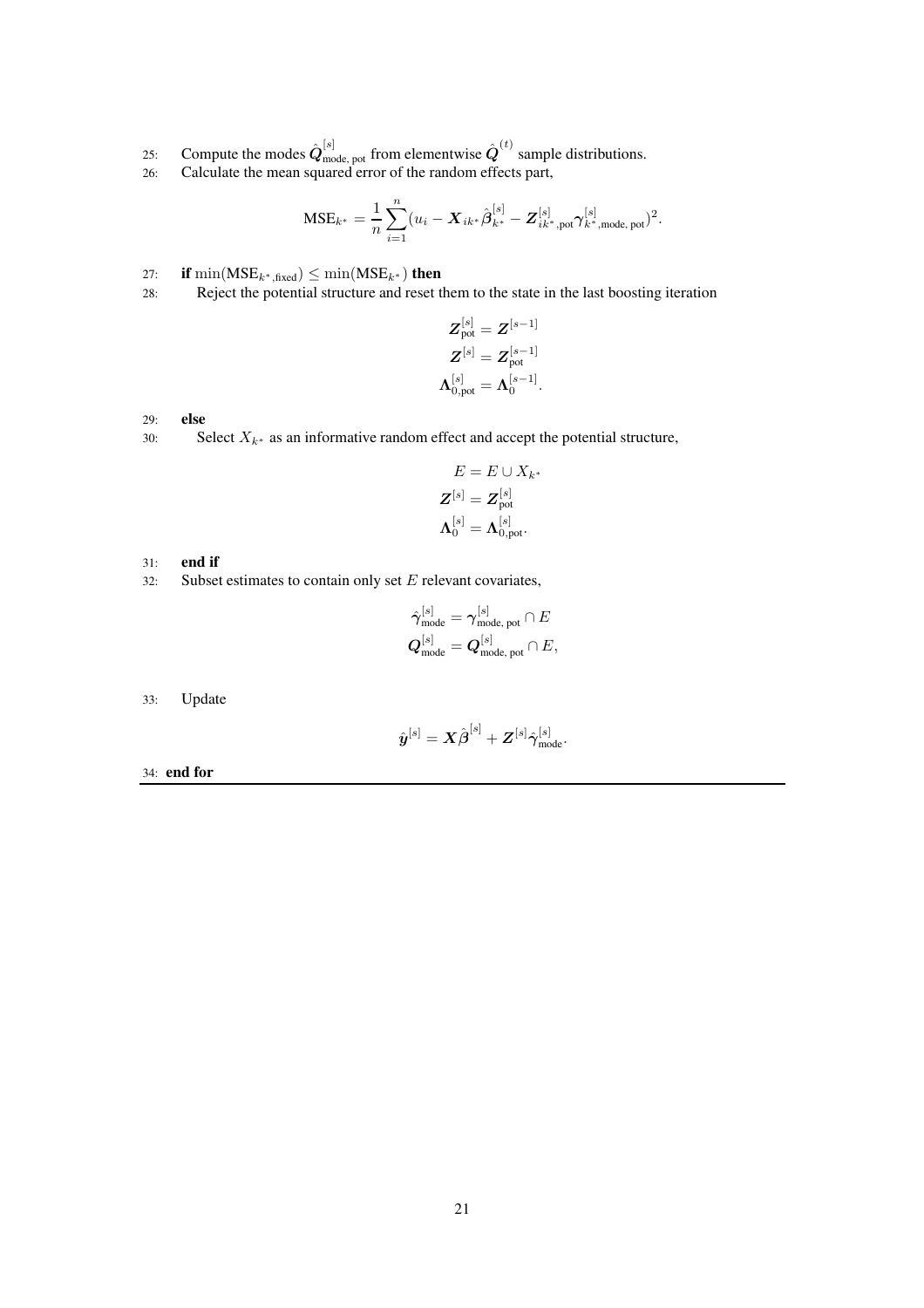25: Compute the modes $\hat{\boldsymbol{Q}}^{[s]}_{\text{mode, pot}}$ from elementwise $\hat{\boldsymbol{Q}}^{(t)}$ sample distributions.

26: Calculate the mean squared error of the random effects part,

$$\text{MSE}_{k^*} = \frac{1}{n}\sum_{i=1}^{n}(u_i - \boldsymbol{X}_{ik^*}\hat{\boldsymbol{\beta}}^{[s]}_{k^*} - \boldsymbol{Z}^{[s]}_{ik^*,\text{pot}}\boldsymbol{\gamma}^{[s]}_{k^*,\text{mode, pot}})^2.$$

27: **if** $\min(\text{MSE}_{k^*,\text{fixed}}) \leq \min(\text{MSE}_{k^*})$ **then**

28: Reject the potential structure and reset them to the state in the last boosting iteration

$$\boldsymbol{Z}^{[s]}_{\text{pot}} = \boldsymbol{Z}^{[s-1]}$$
$$\boldsymbol{Z}^{[s]} = \boldsymbol{Z}^{[s-1]}_{\text{pot}}$$
$$\boldsymbol{\Lambda}^{[s]}_{0,\text{pot}} = \boldsymbol{\Lambda}^{[s-1]}_{0}.$$

29: **else**

30: Select $X_{k^*}$ as an informative random effect and accept the potential structure,

$$E = E \cup X_{k^*}$$
$$\boldsymbol{Z}^{[s]} = \boldsymbol{Z}^{[s]}_{\text{pot}}$$
$$\boldsymbol{\Lambda}^{[s]}_{0} = \boldsymbol{\Lambda}^{[s]}_{0,\text{pot}}.$$

31: **end if**

32: Subset estimates to contain only set $E$ relevant covariates,

$$\hat{\boldsymbol{\gamma}}^{[s]}_{\text{mode}} = \boldsymbol{\gamma}^{[s]}_{\text{mode, pot}} \cap E$$
$$\boldsymbol{Q}^{[s]}_{\text{mode}} = \boldsymbol{Q}^{[s]}_{\text{mode, pot}} \cap E,$$

33: Update

$$\hat{\boldsymbol{y}}^{[s]} = \boldsymbol{X}\hat{\boldsymbol{\beta}}^{[s]} + \boldsymbol{Z}^{[s]}\hat{\boldsymbol{\gamma}}^{[s]}_{\text{mode}}.$$

34: **end for**